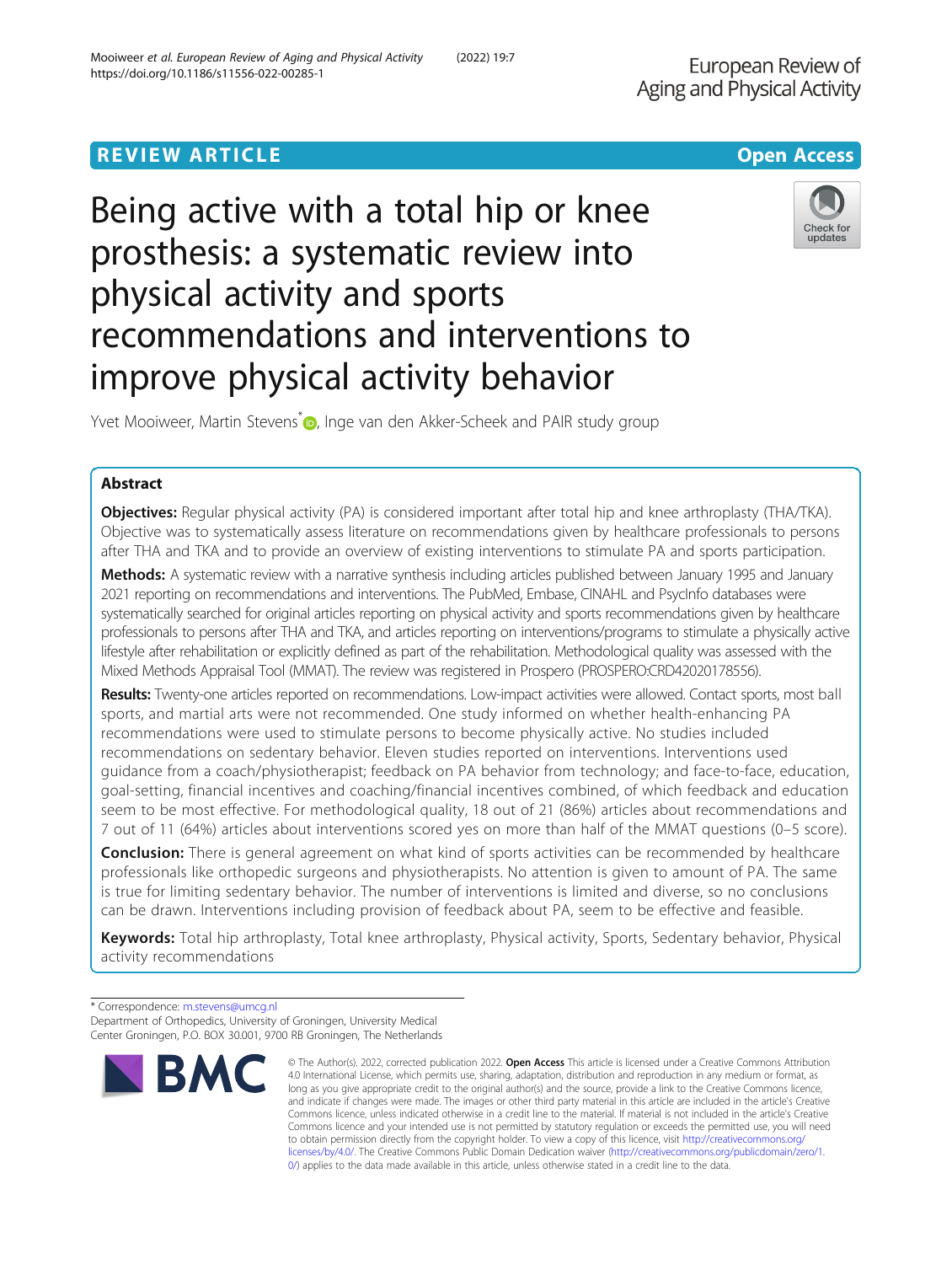REVIEW ARTICLE

Open Access

# Being active with a total hip or knee prosthesis: a systematic review into physical activity and sports recommendations and interventions to improve physical activity behavior

Yvet Mooiweer, Martin Stevens*, Inge van den Akker-Scheek and PAIR study group

## Abstract

**Objectives:** Regular physical activity (PA) is considered important after total hip and knee arthroplasty (THA/TKA). Objective was to systematically assess literature on recommendations given by healthcare professionals to persons after THA and TKA and to provide an overview of existing interventions to stimulate PA and sports participation.

**Methods:** A systematic review with a narrative synthesis including articles published between January 1995 and January 2021 reporting on recommendations and interventions. The PubMed, Embase, CINAHL and PsycInfo databases were systematically searched for original articles reporting on physical activity and sports recommendations given by healthcare professionals to persons after THA and TKA, and articles reporting on interventions/programs to stimulate a physically active lifestyle after rehabilitation or explicitly defined as part of the rehabilitation. Methodological quality was assessed with the Mixed Methods Appraisal Tool (MMAT). The review was registered in Prospero (PROSPERO:CRD42020178556).

**Results:** Twenty-one articles reported on recommendations. Low-impact activities were allowed. Contact sports, most ball sports, and martial arts were not recommended. One study informed on whether health-enhancing PA recommendations were used to stimulate persons to become physically active. No studies included recommendations on sedentary behavior. Eleven studies reported on interventions. Interventions used guidance from a coach/physiotherapist; feedback on PA behavior from technology; and face-to-face, education, goal-setting, financial incentives and coaching/financial incentives combined, of which feedback and education seem to be most effective. For methodological quality, 18 out of 21 (86%) articles about recommendations and 7 out of 11 (64%) articles about interventions scored yes on more than half of the MMAT questions (0–5 score).

**Conclusion:** There is general agreement on what kind of sports activities can be recommended by healthcare professionals like orthopedic surgeons and physiotherapists. No attention is given to amount of PA. The same is true for limiting sedentary behavior. The number of interventions is limited and diverse, so no conclusions can be drawn. Interventions including provision of feedback about PA, seem to be effective and feasible.

**Keywords:** Total hip arthroplasty, Total knee arthroplasty, Physical activity, Sports, Sedentary behavior, Physical activity recommendations

\* Correspondence: m.stevens@umcg.nl
Department of Orthopedics, University of Groningen, University Medical Center Groningen, P.O. BOX 30.001, 9700 RB Groningen, The Netherlands

© The Author(s). 2022, corrected publication 2022. **Open Access** This article is licensed under a Creative Commons Attribution 4.0 International License, which permits use, sharing, adaptation, distribution and reproduction in any medium or format, as long as you give appropriate credit to the original author(s) and the source, provide a link to the Creative Commons licence, and indicate if changes were made. The images or other third party material in this article are included in the article's Creative Commons licence, unless indicated otherwise in a credit line to the material. If material is not included in the article's Creative Commons licence and your intended use is not permitted by statutory regulation or exceeds the permitted use, you will need to obtain permission directly from the copyright holder. To view a copy of this licence, visit http://creativecommons.org/licenses/by/4.0/. The Creative Commons Public Domain Dedication waiver (http://creativecommons.org/publicdomain/zero/1.0/) applies to the data made available in this article, unless otherwise stated in a credit line to the data.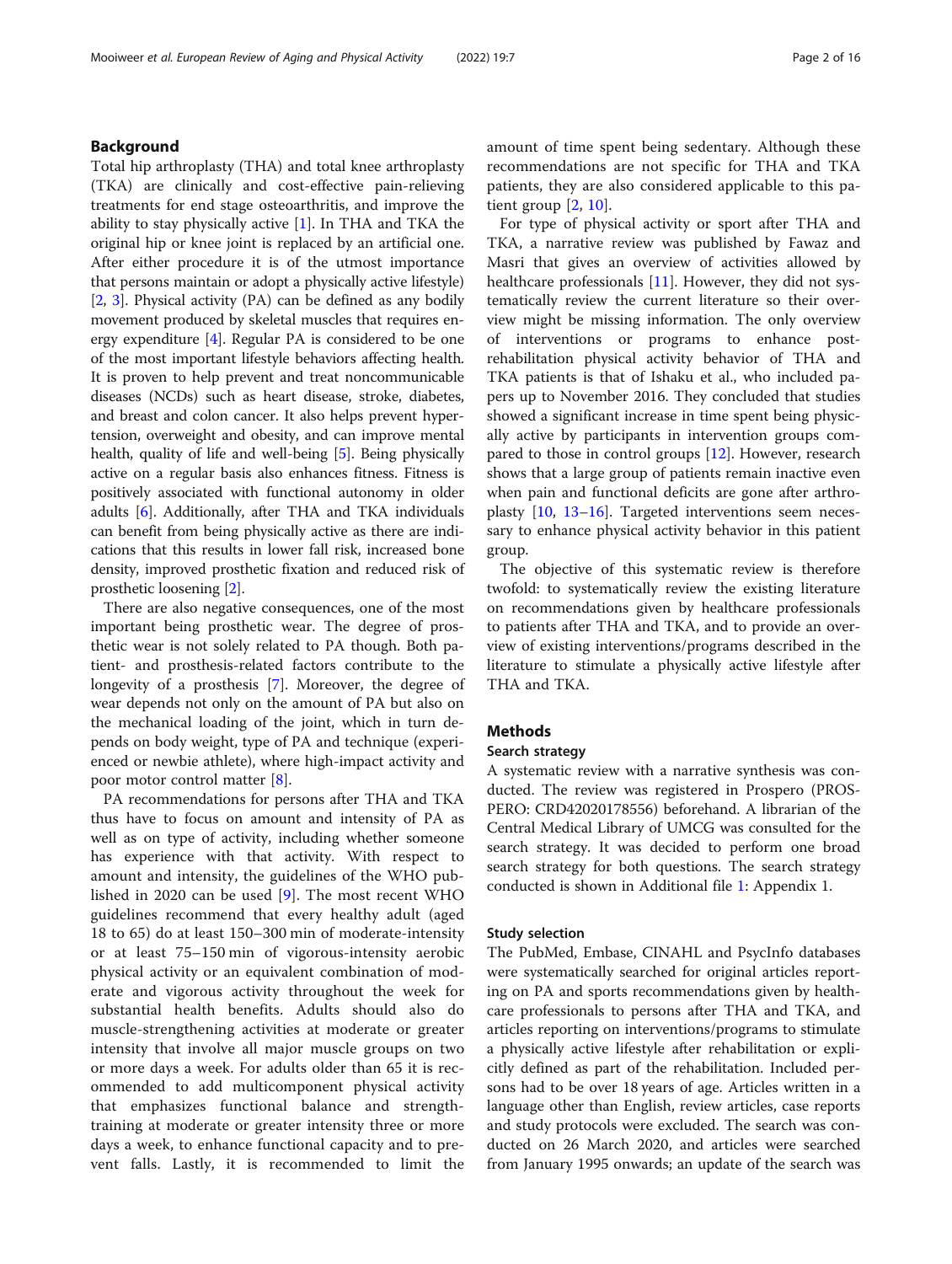## Background

Total hip arthroplasty (THA) and total knee arthroplasty (TKA) are clinically and cost-effective pain-relieving treatments for end stage osteoarthritis, and improve the ability to stay physically active [1]. In THA and TKA the original hip or knee joint is replaced by an artificial one. After either procedure it is of the utmost importance that persons maintain or adopt a physically active lifestyle) [2, 3]. Physical activity (PA) can be defined as any bodily movement produced by skeletal muscles that requires energy expenditure [4]. Regular PA is considered to be one of the most important lifestyle behaviors affecting health. It is proven to help prevent and treat noncommunicable diseases (NCDs) such as heart disease, stroke, diabetes, and breast and colon cancer. It also helps prevent hypertension, overweight and obesity, and can improve mental health, quality of life and well-being [5]. Being physically active on a regular basis also enhances fitness. Fitness is positively associated with functional autonomy in older adults [6]. Additionally, after THA and TKA individuals can benefit from being physically active as there are indications that this results in lower fall risk, increased bone density, improved prosthetic fixation and reduced risk of prosthetic loosening [2].

There are also negative consequences, one of the most important being prosthetic wear. The degree of prosthetic wear is not solely related to PA though. Both patient- and prosthesis-related factors contribute to the longevity of a prosthesis [7]. Moreover, the degree of wear depends not only on the amount of PA but also on the mechanical loading of the joint, which in turn depends on body weight, type of PA and technique (experienced or newbie athlete), where high-impact activity and poor motor control matter [8].

PA recommendations for persons after THA and TKA thus have to focus on amount and intensity of PA as well as on type of activity, including whether someone has experience with that activity. With respect to amount and intensity, the guidelines of the WHO published in 2020 can be used [9]. The most recent WHO guidelines recommend that every healthy adult (aged 18 to 65) do at least 150–300 min of moderate-intensity or at least 75–150 min of vigorous-intensity aerobic physical activity or an equivalent combination of moderate and vigorous activity throughout the week for substantial health benefits. Adults should also do muscle-strengthening activities at moderate or greater intensity that involve all major muscle groups on two or more days a week. For adults older than 65 it is recommended to add multicomponent physical activity that emphasizes functional balance and strength-training at moderate or greater intensity three or more days a week, to enhance functional capacity and to prevent falls. Lastly, it is recommended to limit the amount of time spent being sedentary. Although these recommendations are not specific for THA and TKA patients, they are also considered applicable to this patient group [2, 10].

For type of physical activity or sport after THA and TKA, a narrative review was published by Fawaz and Masri that gives an overview of activities allowed by healthcare professionals [11]. However, they did not systematically review the current literature so their overview might be missing information. The only overview of interventions or programs to enhance post-rehabilitation physical activity behavior of THA and TKA patients is that of Ishaku et al., who included papers up to November 2016. They concluded that studies showed a significant increase in time spent being physically active by participants in intervention groups compared to those in control groups [12]. However, research shows that a large group of patients remain inactive even when pain and functional deficits are gone after arthroplasty [10, 13–16]. Targeted interventions seem necessary to enhance physical activity behavior in this patient group.

The objective of this systematic review is therefore twofold: to systematically review the existing literature on recommendations given by healthcare professionals to patients after THA and TKA, and to provide an overview of existing interventions/programs described in the literature to stimulate a physically active lifestyle after THA and TKA.

## Methods

### Search strategy

A systematic review with a narrative synthesis was conducted. The review was registered in Prospero (PROSPERO: CRD42020178556) beforehand. A librarian of the Central Medical Library of UMCG was consulted for the search strategy. It was decided to perform one broad search strategy for both questions. The search strategy conducted is shown in Additional file 1: Appendix 1.

### Study selection

The PubMed, Embase, CINAHL and PsycInfo databases were systematically searched for original articles reporting on PA and sports recommendations given by healthcare professionals to persons after THA and TKA, and articles reporting on interventions/programs to stimulate a physically active lifestyle after rehabilitation or explicitly defined as part of the rehabilitation. Included persons had to be over 18 years of age. Articles written in a language other than English, review articles, case reports and study protocols were excluded. The search was conducted on 26 March 2020, and articles were searched from January 1995 onwards; an update of the search was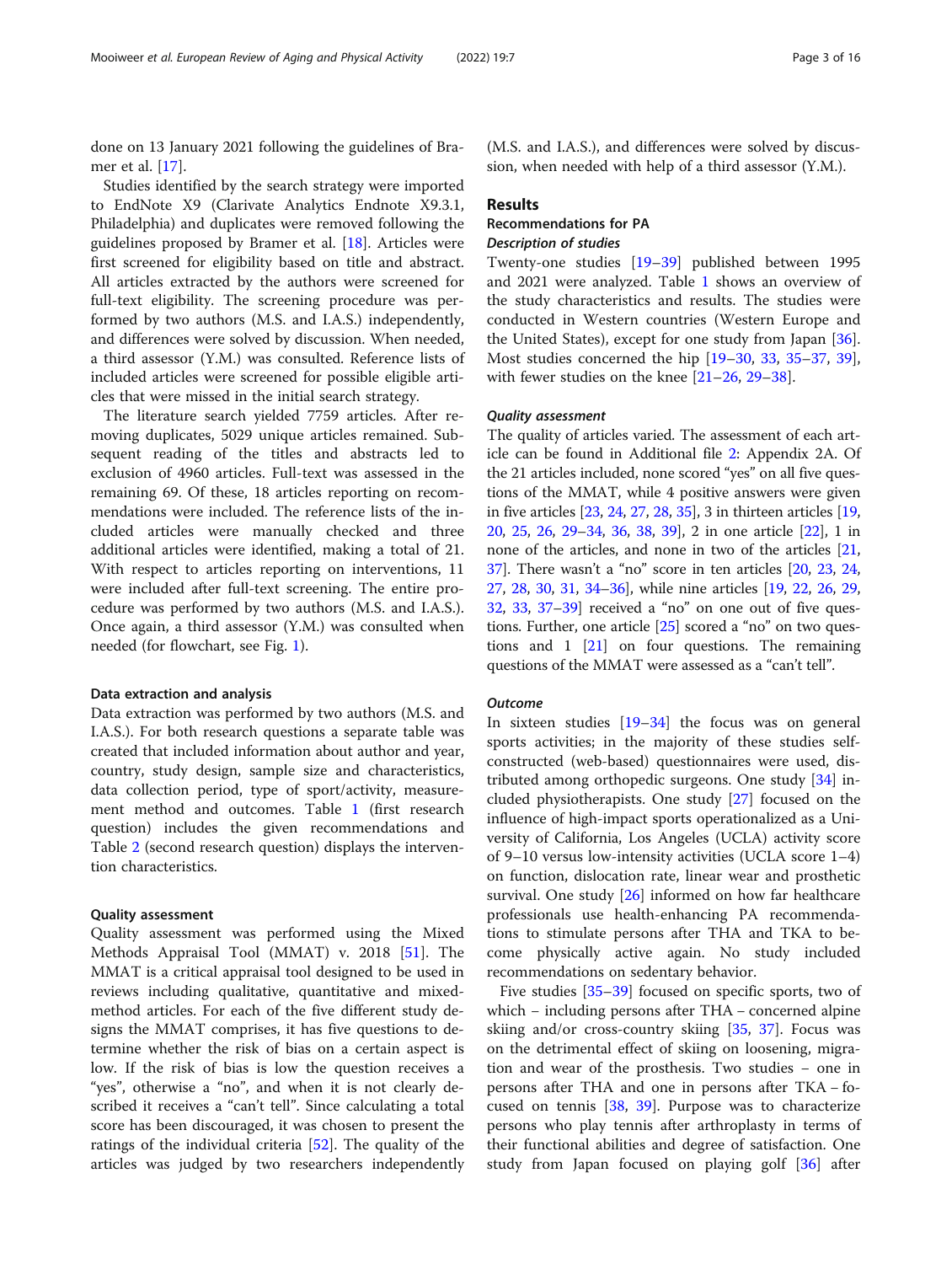done on 13 January 2021 following the guidelines of Bramer et al. [17].

Studies identified by the search strategy were imported to EndNote X9 (Clarivate Analytics Endnote X9.3.1, Philadelphia) and duplicates were removed following the guidelines proposed by Bramer et al. [18]. Articles were first screened for eligibility based on title and abstract. All articles extracted by the authors were screened for full-text eligibility. The screening procedure was performed by two authors (M.S. and I.A.S.) independently, and differences were solved by discussion. When needed, a third assessor (Y.M.) was consulted. Reference lists of included articles were screened for possible eligible articles that were missed in the initial search strategy.

The literature search yielded 7759 articles. After removing duplicates, 5029 unique articles remained. Subsequent reading of the titles and abstracts led to exclusion of 4960 articles. Full-text was assessed in the remaining 69. Of these, 18 articles reporting on recommendations were included. The reference lists of the included articles were manually checked and three additional articles were identified, making a total of 21. With respect to articles reporting on interventions, 11 were included after full-text screening. The entire procedure was performed by two authors (M.S. and I.A.S.). Once again, a third assessor (Y.M.) was consulted when needed (for flowchart, see Fig. 1).

### Data extraction and analysis

Data extraction was performed by two authors (M.S. and I.A.S.). For both research questions a separate table was created that included information about author and year, country, study design, sample size and characteristics, data collection period, type of sport/activity, measurement method and outcomes. Table 1 (first research question) includes the given recommendations and Table 2 (second research question) displays the intervention characteristics.

### Quality assessment

Quality assessment was performed using the Mixed Methods Appraisal Tool (MMAT) v. 2018 [51]. The MMAT is a critical appraisal tool designed to be used in reviews including qualitative, quantitative and mixed-method articles. For each of the five different study designs the MMAT comprises, it has five questions to determine whether the risk of bias on a certain aspect is low. If the risk of bias is low the question receives a "yes", otherwise a "no", and when it is not clearly described it receives a "can't tell". Since calculating a total score has been discouraged, it was chosen to present the ratings of the individual criteria [52]. The quality of the articles was judged by two researchers independently (M.S. and I.A.S.), and differences were solved by discussion, when needed with help of a third assessor (Y.M.).

## Results

### Recommendations for PA

#### *Description of studies*

Twenty-one studies [19–39] published between 1995 and 2021 were analyzed. Table 1 shows an overview of the study characteristics and results. The studies were conducted in Western countries (Western Europe and the United States), except for one study from Japan [36]. Most studies concerned the hip [19–30, 33, 35–37, 39], with fewer studies on the knee [21–26, 29–38].

#### *Quality assessment*

The quality of articles varied. The assessment of each article can be found in Additional file 2: Appendix 2A. Of the 21 articles included, none scored "yes" on all five questions of the MMAT, while 4 positive answers were given in five articles [23, 24, 27, 28, 35], 3 in thirteen articles [19, 20, 25, 26, 29–34, 36, 38, 39], 2 in one article [22], 1 in none of the articles, and none in two of the articles [21, 37]. There wasn't a "no" score in ten articles [20, 23, 24, 27, 28, 30, 31, 34–36], while nine articles [19, 22, 26, 29, 32, 33, 37–39] received a "no" on one out of five questions. Further, one article [25] scored a "no" on two questions and 1 [21] on four questions. The remaining questions of the MMAT were assessed as a "can't tell".

#### *Outcome*

In sixteen studies [19–34] the focus was on general sports activities; in the majority of these studies self-constructed (web-based) questionnaires were used, distributed among orthopedic surgeons. One study [34] included physiotherapists. One study [27] focused on the influence of high-impact sports operationalized as a University of California, Los Angeles (UCLA) activity score of 9–10 versus low-intensity activities (UCLA score 1–4) on function, dislocation rate, linear wear and prosthetic survival. One study [26] informed on how far healthcare professionals use health-enhancing PA recommendations to stimulate persons after THA and TKA to become physically active again. No study included recommendations on sedentary behavior.

Five studies [35–39] focused on specific sports, two of which – including persons after THA – concerned alpine skiing and/or cross-country skiing [35, 37]. Focus was on the detrimental effect of skiing on loosening, migration and wear of the prosthesis. Two studies – one in persons after THA and one in persons after TKA – focused on tennis [38, 39]. Purpose was to characterize persons who play tennis after arthroplasty in terms of their functional abilities and degree of satisfaction. One study from Japan focused on playing golf [36] after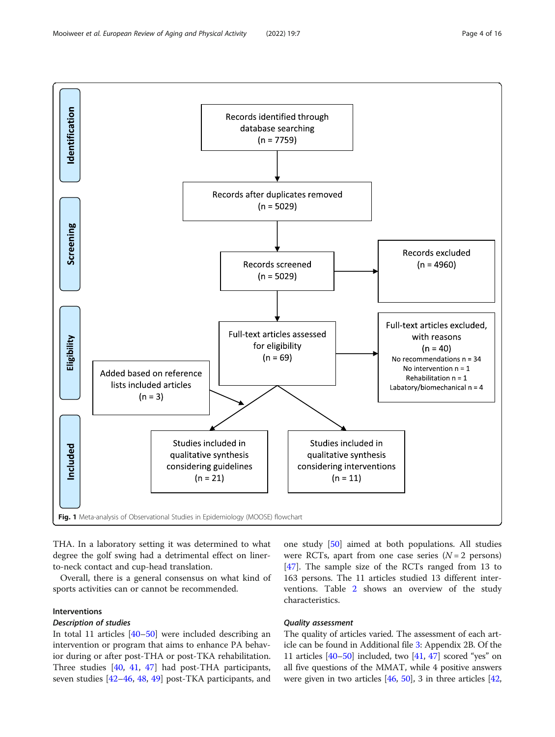Records identified through database searching (n = 7759)

Records after duplicates removed (n = 5029)

Records screened (n = 5029)

Records excluded (n = 4960)

Full-text articles assessed for eligibility (n = 69)

Full-text articles excluded, with reasons (n = 40)
No recommendations n = 34
No intervention n = 1
Rehabilitation n = 1
Labatory/biomechanical n = 4

Added based on reference lists included articles (n = 3)

Studies included in qualitative synthesis considering guidelines (n = 21)

Studies included in qualitative synthesis considering interventions (n = 11)

**Fig. 1** Meta-analysis of Observational Studies in Epidemiology (MOOSE) flowchart

THA. In a laboratory setting it was determined to what degree the golf swing had a detrimental effect on liner-to-neck contact and cup-head translation.

Overall, there is a general consensus on what kind of sports activities can or cannot be recommended.

### Interventions

#### *Description of studies*

In total 11 articles [40–50] were included describing an intervention or program that aims to enhance PA behavior during or after post-THA or post-TKA rehabilitation. Three studies [40, 41, 47] had post-THA participants, seven studies [42–46, 48, 49] post-TKA participants, and one study [50] aimed at both populations. All studies were RCTs, apart from one case series ($N = 2$ persons) [47]. The sample size of the RCTs ranged from 13 to 163 persons. The 11 articles studied 13 different interventions. Table 2 shows an overview of the study characteristics.

#### *Quality assessment*

The quality of articles varied. The assessment of each article can be found in Additional file 3: Appendix 2B. Of the 11 articles [40–50] included, two [41, 47] scored "yes" on all five questions of the MMAT, while 4 positive answers were given in two articles [46, 50], 3 in three articles [42,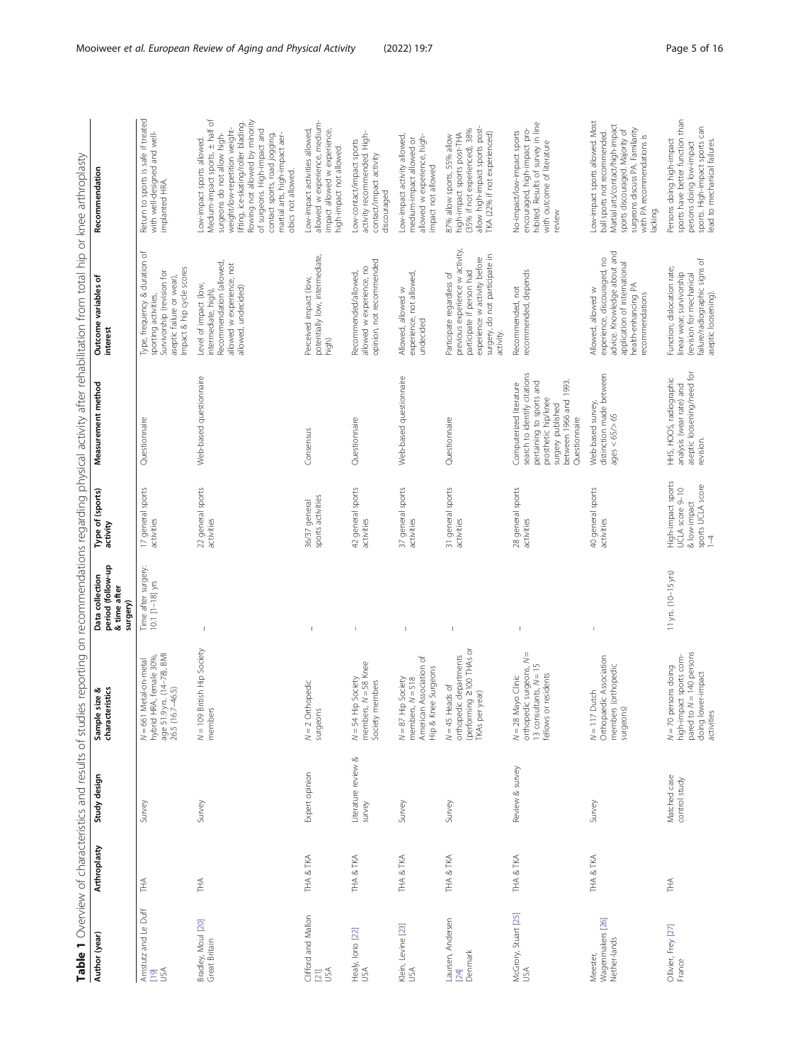**Table 1** Overview of characteristics and results of studies reporting on recommendations regarding physical activity after rehabilitation from total hip or knee arthroplasty

| Author (year) | Arthroplasty | Study design | Sample size & characteristics | Data collection period (follow-up & time after surgery) | Type of (sports) activity | Measurement method | Outcome variables of interest | Recommendation |
|---|---|---|---|---|---|---|---|---|
| Amstutz and Le Duff [19] USA | THA | Survey | N = 661 Metal-on-metal hybrid HRA, female 30%, age 51.9 yrs. (14–78), BMI 26.5 (16.7–46.5) | Time after surgery: 10.1 [1–18] yrs | 17 general sports activities | Questionnaire | Type, frequency & duration of sporting activities, Survivorship (revision for aseptic failure or wear), Impact & hip cycle scores | Return to sports is safe if treated with well-designed and well-implanted HRA. |
| Bradley, Moul [20] Great Britain | THA | Survey | N = 109 British Hip Society members | – | 22 general sports activities | Web-based questionnaire | Level of impact (low, intermediate, high), Recommendation (allowed, allowed w experience, not allowed, undecided) | Low-impact sports allowed. Medium-impact sports, ± half of surgeons do not allow high-weight/low-repetition weight-lifting, ice-skating/roller blading. Rowing not allowed by minority of surgeons. High-impact and contact sports, road jogging, martial arts, high-impact aerobics not allowed. |
| Clifford and Mallon [21] USA | THA & TKA | Expert opinion | N = 2 Orthopedic surgeons | – | 36/37 general sports activities | Consensus | Perceived impact (low, potentially low, intermediate, high) | Low-impact activities allowed, allowed w experience, medium-impact allowed w experience, high-impact not allowed. |
| Healy, Iorio [22] USA | THA & TKA | Literature review & survey | N = 54 Hip Society members, N = 58 Knee Society members | – | 42 general sports activities | Questionnaire | Recommended/allowed, allowed w experience, no opinion, not recommended | Low-contact/impact sports activity recommended. High-contact/impact activity discouraged |
| Klein, Levine [23] USA | THA & TKA | Survey | N = 87 Hip Society members, N = 518 American Association of Hip & Knee Surgeons | – | 37 general sports activities | Web-based questionnaire | Allowed, allowed w experience, not allowed, undecided | Low-impact activity allowed, medium-impact allowed or allowed w experience, high-impact not allowed |
| Laursen, Andersen [24] Denmark | THA & TKA | Survey | N = 45 Heads of orthopedic departments (performing ≥100 THAs or TKAs per year) | – | 31 general sports activities | Questionnaire | Participate regardless of previous experience w activity, participate if person had experience w activity before surgery, do not participate in activity. | 87% allow sports, 55% allow high-impact sports post-THA (35% if not experienced), 38% allow high-impact sports post-TKA (22% if not experienced) |
| McGrory, Stuart [25] USA | THA & TKA | Review & survey | N = 28 Mayo Clinic orthopedic surgeons, N = 13 consultants, N = 15 fellows or residents | – | 28 general sports activities | Computerized literature search to identify citations pertaining to sports and prosthetic hip/knee surgery published between 1966 and 1993. Questionnaire | Recommended, not recommended, depends | No-impact/low-impact sports encouraged, high-impact prohibited. Results of survey in line with outcome of literature review |
| Meester, Wagenmakers [26] Netherlands | THA & TKA | Survey | N = 117 Dutch Orthopaedic Association members (orthopedic surgeons) | – | 40 general sports activities | Web-based survey, distinction made between ages < 65/> 65 | Allowed, allowed w experience, discouraged, no advice. Knowledge about and application of international health-enhancing PA recommendations | Low-impact sports allowed. Most ball sports not recommended. Martial arts/contact/high-impact sports discouraged. Majority of surgeons discuss PA. Familiarity with PA recommendations is lacking. |
| Ollivier, Frey [27] France | THA | Matched case control study | N = 70 persons doing high-impact sports compared to N = 140 persons doing lower-impact activities | 11 yrs. (10–15 yrs) | High-impact sports UCLA score 9–10 & low-impact sports UCLA score 1–4 | HHS, HOOS, radiographic analysis (wear rate) and aseptic loosening/need for revision. | Function; dislocation rate; linear wear; survivorship (revision for mechanical failure/radiographic signs of aseptic loosening). | Persons doing high-impact sports have better function than persons doing low-impact sports. High-impact sports can lead to mechanical failures. |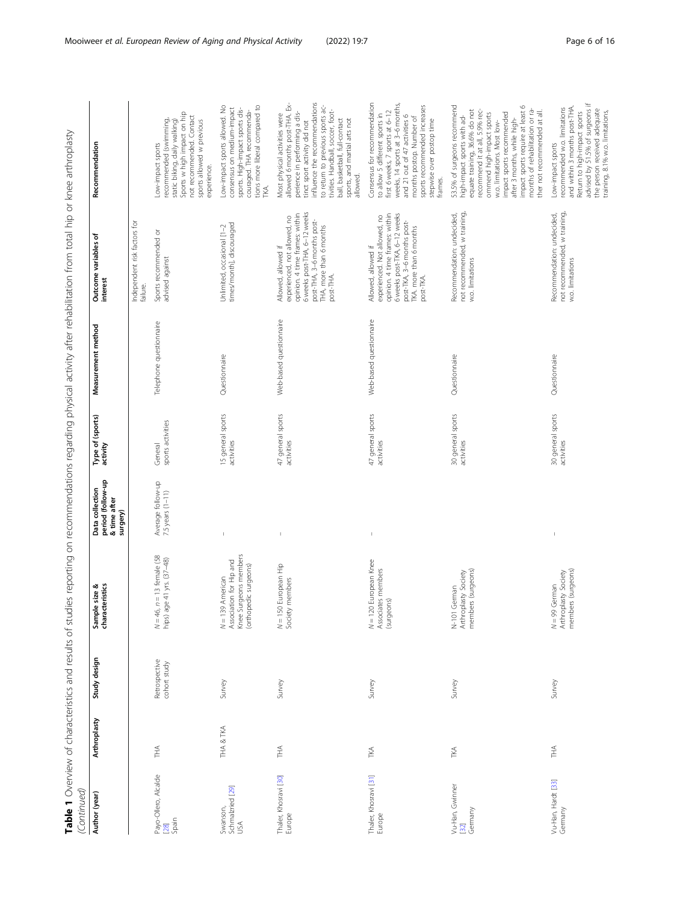**Table 1** Overview of characteristics and results of studies reporting on recommendations regarding physical activity after rehabilitation from total hip or knee arthroplasty *(Continued)*

| Author (year) | Arthroplasty | Study design | Sample size & characteristics | Data collection period (follow-up & time after surgery) | Type of (sports) activity | Measurement method | Outcome variables of interest | Recommendation |
|---|---|---|---|---|---|---|---|---|
| | | | | | | | Independent risk factors for failure. | |
| Payo-Ollero, Alcalde [28] Spain | THA | Retrospective cohort study | N = 46, n = 13 female (58 hips) age 41 yrs. (37–48) | Average follow-up 7.5 years (1–11) | General sports activities | Telephone questionnaire | Sports recommended or advised against | Low-impact sports recommended (swimming, static biking, daily walking). Sports w high impact on hip not recommended. Contact sports allowed w previous experience. |
| Swanson, Schmalzried [29] USA | THA & TKA | Survey | N = 139 American Association for Hip and Knee Surgeons members (orthopedic surgeons) | – | 15 general sports activities | Questionnaire | Unlimited, occasional [1–2 times/month], discouraged | Low-impact sports allowed. No consensus on medium-impact sports. High-impact sports discouraged. THA recommendations more liberal compared to TKA. |
| Thaler, Khosravi [30] Europe | THA | Survey | N = 150 European Hip Society members | – | 47 general sports activities | Web-based questionnaire | Allowed, allowed if experienced, not allowed, no opinion. 4 time frames: within 6 weeks post-THA, 6–12 weeks post-THA, 3–6 months post-THA, more than 6 months post-THA. | Most physical activities were allowed 6 months post-THA. Experience in performing a distinct sport activity did not influence the recommendations to return to previous sports activities. Handball, soccer, football, basketball, full-contact sports, and martial arts not allowed. |
| Thaler, Khosravi [31] Europe | TKA | Survey | N = 120 European Knee Associates members (surgeons) | – | 47 general sports activities | Web-based questionnaire | Allowed, allowed if experienced. Not allowed, no opinion. 4 time frames: within 6 weeks post-TKA, 6–12 weeks post-TKA, 3–6 months post-TKA, more than 6 months post-TKA. | Consensus for recommendation to allow 5 different sports in first 6 weeks, 7 sports at 6–12 weeks, 14 sports at 3–6 months, and 21 out of 47 activities 6 months postop. Number of sports recommended increases stepwise over postop time frames. |
| Vu-Han, Gwinner [32] Germany | TKA | Survey | N-101 German Arthroplasty Society members (surgeons) | – | 30 general sports activities | Questionnaire | Recommendation: undecided, not recommended, w training, w.o. limitations | 53.5% of surgeons recommend high-impact sports with adequate training, 36.6% do not recommend it at all, 5.9% recommend high-impact sports w.o. limitations. Most low-impact sports recommended after 3 months, while high-impact sports require at least 6 months of rehabilitation or rather not recommended at all. |
| Vu-Han, Hardt [33] Germany | THA | Survey | N = 99 German Arthroplasty Society members (surgeons) | – | 30 general sports activities | Questionnaire | Recommendation: undecided, not recommended, w training, w.o. limitations | Low-impact sports recommended w.o. limitations and within 3 months post-THA. Return to high-impact sports advised by 51.5% of surgeons if the person received adequate training, 8.1% w.o. limitations, |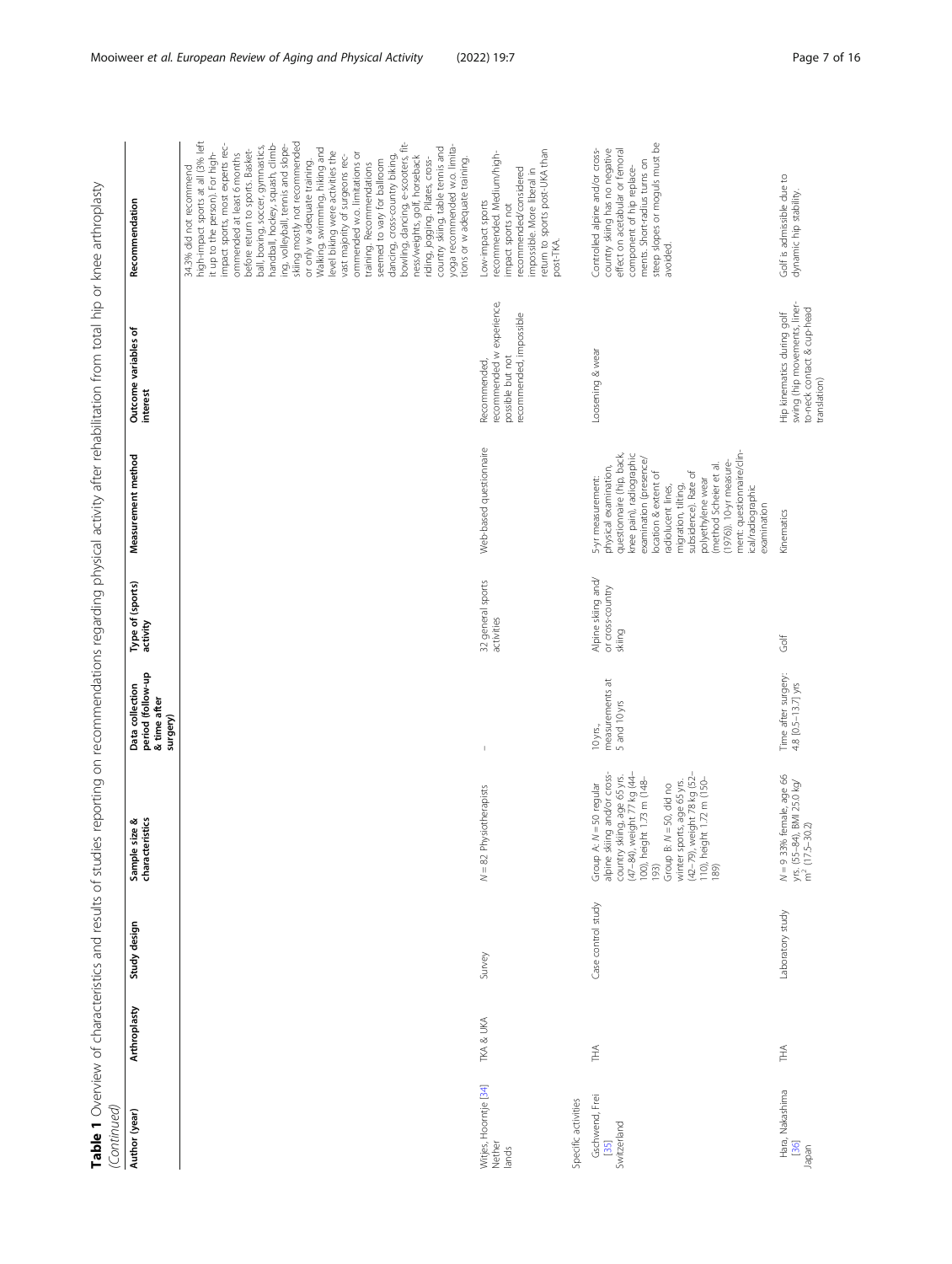**Table 1** Overview of characteristics and results of studies reporting on recommendations regarding physical activity after rehabilitation from total hip or knee arthroplasty *(Continued)*

| Author (year) | Arthroplasty | Study design | Sample size & characteristics | Data collection period (follow-up & time after surgery) | Type of (sports) activity | Measurement method | Outcome variables of interest | Recommendation |
|---|---|---|---|---|---|---|---|---|
| | | | | | | | | 34.3% did not recommend high-impact sports at all (3% left it up to the person). For high-impact sports, most experts recommended at least 6 months before return to sports. Basketball, boxing, soccer, gymnastics, handball, hockey, squash, climbing, volleyball, tennis and slope-skiing mostly not recommended or only w adequate training. Walking, swimming, hiking and level biking were activities the vast majority of surgeons recommended w.o. limitations or training. Recommendations seemed to vary for ballroom dancing, cross-country biking, bowling, dancing, e-scooters, fitness/weights, golf, horseback riding, jogging, Pilates, cross-country skiing, table tennis and yoga recommended w.o. limitations or w adequate training. |
| Wirjes, Hoorntje [34] Netherlands | TKA & UKA | Survey | $N = 82$ Physiotherapists | – | 32 general sports activities | Web-based questionnaire | Recommended, recommended w experience, possible but not recommended, Impossible | Low-impact sports recommended. Medium/high-impact sports not recommended/considered impossible. More liberal in return to sports post-UKA than post-TKA. |
| Specific activities | | | | | | | | |
| Gschwend, Frei [35] Switzerland | THA | Case control study | Group A: $N = 50$ regular alpine skiing and/or cross-country skiing, age 65 yrs. (47–84), weight 77 kg (44–100), height 1.73 m (148–193) Group B: $N = 50$, did no winter sports, age 65 yrs. (42–79), weight 78 kg (52–110), height 1.72 m (150–189) | 10 yrs., measurements at 5 and 10 yrs | Alpine skiing and/or cross-country skiing | 5-yr measurement: physical examination, questionnaire (hip, back, knee pain), radiographic examination (presence/location & extent of radiolucent lines, migration, tilting, subsidence). Rate of polyethylene wear (method Scheier et al. (1976)). 10-yr measurement: questionnaire/clinical/radiographic examination | Loosening & wear | Controlled alpine and/or cross-country skiing has no negative effect on acetabular or femoral component of hip replacements. Short-radius turns on steep slopes or moguls must be avoided. |
| Hara, Nakashima [36] Japan | THA | Laboratory study | $N = 9$ 33% female, age 66 yrs. (55–84), BMI 25.0 kg/m$^2$ (17.5–30.2) | Time after surgery: 4.8 [0.5–13.7] yrs | Golf | Kinematics | Hip kinematics during golf swing (hip movements, liner-to-neck contact & cup-head translation) | Golf is admissible due to dynamic hip stability. |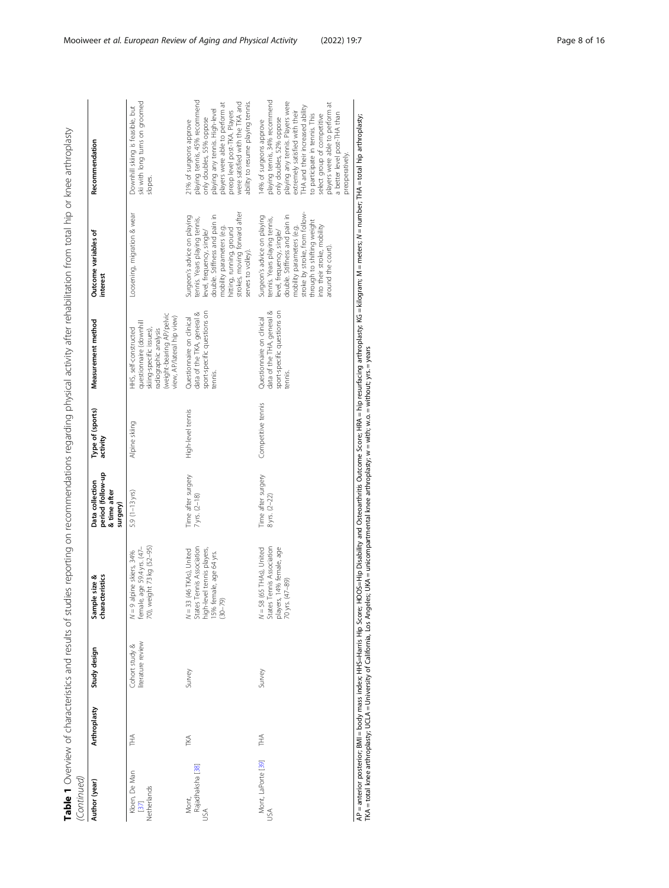**Table 1** Overview of characteristics and results of studies reporting on recommendations regarding physical activity after rehabilitation from total hip or knee arthroplasty *(Continued)*

| Author (year) | Arthroplasty | Study design | Sample size & characteristics | Data collection period (follow-up & time after surgery) | Type of (sports) activity | Measurement method | Outcome variables of interest | Recommendation |
|---|---|---|---|---|---|---|---|---|
| Kloen, De Man [37] Netherlands | THA | Cohort study & literature review | N = 9 alpine skiers, 34% female, age 59.4 yrs. (47–70), weight 73 kg (52–95) | 5.9 (1–13 yrs) | Alpine skiing | HHS, self-constructed questionnaire (downhill skiing-specific issues), radiographic analysis (weight-bearing AP pelvic view, AP/lateral hip view) | Loosening, migration & wear | Downhill skiing is feasible, but ski with long turns on groomed slopes. |
| Mont, Rajadhyaksha [38] USA | TKA | Survey | N = 33 (46 TKAs), United States Tennis Association high-level tennis players, 15% female, age 64 yrs. (30–79) | Time after surgery 7 yrs. (2–18) | High-level tennis | Questionnaire on clinical data of the TKA, general & sport-specific questions on tennis. | Surgeon's advice on playing tennis. Years playing tennis, level, frequency, single/ double. Stiffness and pain in mobility parameters (e.g. hitting, running, ground strokes, moving forward after serves to volley). | 21% of surgeons approve playing tennis, 45% recommend only doubles, 55% oppose playing any tennis. High-level players were able to perform at preop level post-TKA. Players were satisfied with the TKA and ability to resume playing tennis. |
| Mont, LaPorte [39] USA | THA | Survey | N = 58 (65 THAs), United States Tennis Association players, 14% female, age 70 yrs. (47–89) | Time after surgery 8 yrs. (2–22) | Competitive tennis | Questionnaire on clinical data of the THA, general & sport-specific questions on tennis. | Surgeon's advice on playing tennis. Years playing tennis, level, frequency, single/ double. Stiffness and pain in mobility parameters (e.g. stroke by stroke, from follow-through to shifting weight into their stroke, mobility around the court). | 14% of surgeons approve playing tennis, 34% recommend only doubles, 52% oppose playing any tennis. Players were extremely satisfied with their THA and their increased ability to participate in tennis. This select group of competitive players were able to perform at a better level post-THA than preoperatively. |

AP = anterior posterior; BMI = body mass index; HHS=Harris Hip Score; HOOS=Hip Disability and Osteoarthritis Outcome Score; HRA = hip resurfacing arthroplasty; KG = kilogram; M = meters; N = number; THA = total hip arthroplasty; TKA = total knee arthroplasty; UCLA = University of California, Los Angeles; UKA = unicompartmental knee arthroplasty; w = with; w.o. = without; yrs. = years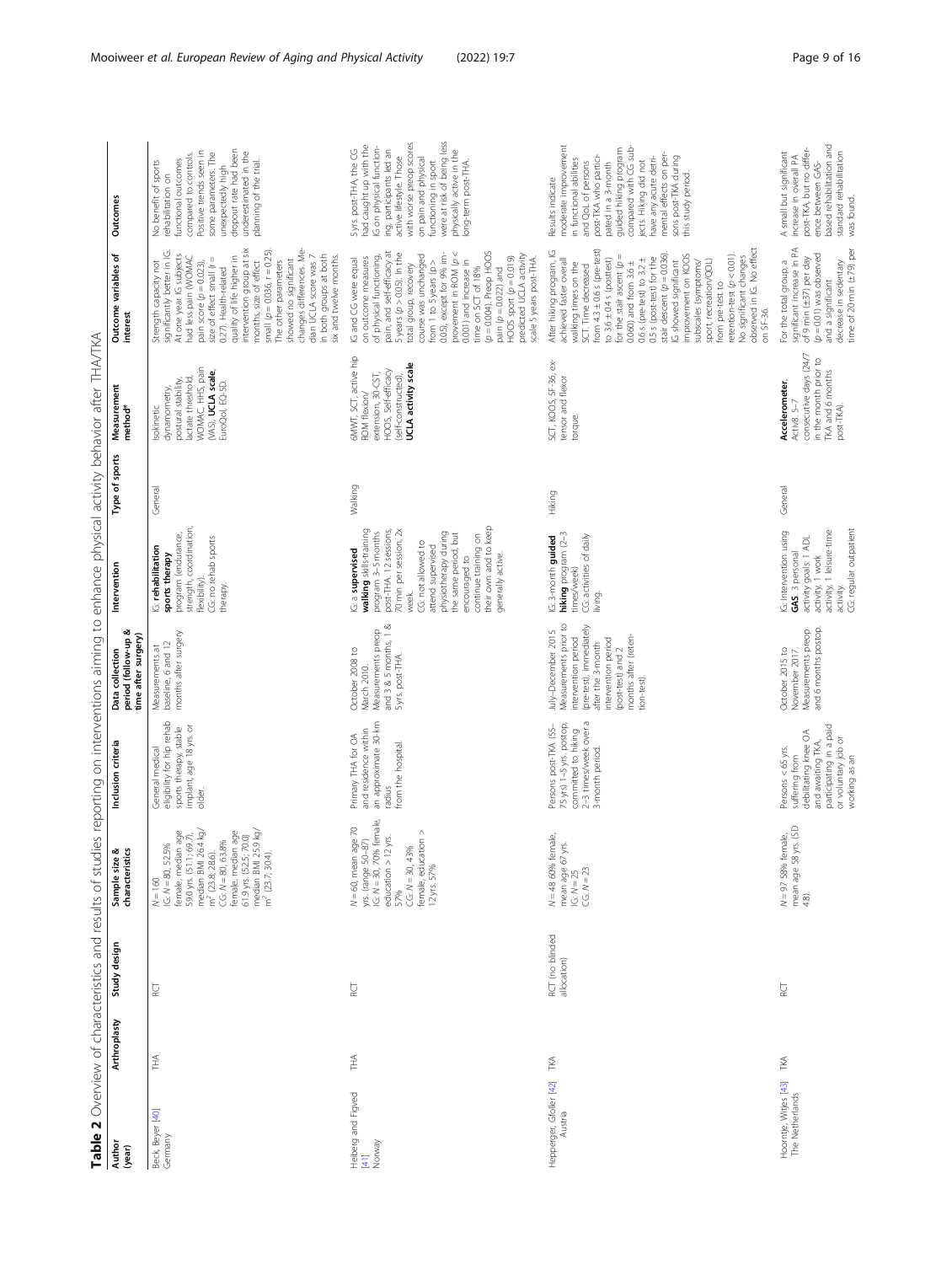**Table 2** Overview of characteristics and results of studies reporting on interventions aiming to enhance physical activity behavior after THA/TKA

| Author (year) | Arthroplasty | Study design | Sample size & characteristics | Inclusion criteria | Data collection period (follow-up & time after surgery) | Intervention | Type of sports | Measurement method* | Outcome variables of interest | Outcomes |
|---|---|---|---|---|---|---|---|---|---|---|
| Beck, Beyer [40] Germany | THA | RCT | N = 160 IG: N = 80, 52.5% female, median age 59.0 yrs. (51.1; 69.7), median BMI 26.4 kg/m² (23.8; 28.6). CG: N = 80, 63.8% female, median age 61.9 yrs. (52.5; 70.0) median BMI 25.9 kg/m² (23.7; 30.4). | General medical eligibility for hip rehab sports therapy, stable implant, age 18 yrs. or older. | Measurements at baseline, 6 and 12 months after surgery | IG: **rehabilitation sports therapy** program (endurance, strength, coordination, flexibility). CG: no rehab sports therapy. | General | Isokinetic dynamometry, postural stability, lactate threshold, WOMAC, HHS, pain (VAS), **UCLA scale**, EuroQoL EQ-5D. | Strength capacity not significantly better in IG. At one year IG subjects had less pain (WOMAC pain score (p = 0.023), size of effect small (r = 0.27). Health-related quality of life higher in intervention group at six months, size of effect small (p= 0.036, r = 0.25). The other parameters showed no significant changes differences. Median UCLA score was 7 in both groups at both six and twelve months. | No benefit of sports rehabilitation on functional outcomes compared to controls. Positive trends seen in some parameters. The unexpectedly high dropout rate had been underestimated in the planning of the trial. |
| Heiberg and Figved [41] Norway | THA | RCT | N = 60, mean age 70 yrs. (range 50–87) IG: N = 30, 70% female, education > 12 yrs. 57% CG: N = 30, 43% female, education > 12 yrs. 57% | Primary THA for OA and residence within an approximate 30-km radius from the hospital. | October 2008 to March 2010. Measurements preop and 3 & 5 months, 1 & 5 yrs. post-THA. | IG: a **supervised walking** skills-training program 3–5 months post-THA. 12 sessions, 70 min per session, 2x week. CG: not allowed to attend supervised physiotherapy during the same period, but encouraged to continue training on their own and to keep generally active. | Walking | 6MWT, SCT, active hip ROM flexion/ extension, 30-CST, HOOS, Self-efficacy (self-constructed), **UCLA activity scale** | IG and CG were equal on outcome measures of physical functioning, pain, and self-efficacy at 5 years (p > 0.05). In the total group, recovery course was unchanged from 1 to 5 years (p > 0.05), except for 9% improvement in ROM (p < 0.001) and increase in time on SCT of 18% (p = 0.004). Preop HOOS pain (p = 0.022) and HOOS sport (p = 0.019) predicted UCLA activity scale 5 years post-THA. | 5 yrs. post-THA, the CG had caught up with the IG on physical functioning, participants led an active lifestyle. Those with worse preop scores on pain and physical functioning in sport were at risk of being less physically active in the long-term post-THA. |
| Hepperger, Gföller [42] Austria | TKA | RCT (no blinded allocation) | N = 48 60% female, mean age 67 yrs. IG: N = 25 CG: N = 23 | Persons post-TKA (55–75 yrs) 1–5 yrs. postop, committed to hiking 2–3 times/week over a 3-month period. | July–December 2015 Measurements prior to intervention period (pre-test), immediately after the 3-month intervention period (post-test) and 2 months after (retention-test). | IG: 3-month **guided hiking** program (2–3 times/week) CG: activities of daily living. | Hiking | SCT, KOOS, SF-36, extensor and flexor torque. | After hiking program, IG achieved faster overall walking times on the SCT. Time decreased from 4.3 ± 0.6 s (pre-test) to 3.6 ± 0.4 s (posttest) for the stair ascent (p = 0.060) and from 3.6 ± 0.6 s (pre-test) to 3.2 ± 0.5 s (post-test) for the stair descent (p = 0.036). IG showed significant improvement on KOOS subscales (symptoms/ sport, recreation/QOL) from pre-test to retention-test (p < 0.01). No significant changes observed in IG. No effect on SF-36. | Results indicate moderate improvement in functional abilities and QoL of persons post-TKA who participated in a 3-month guided hiking program compared with CG subjects. Hiking did not have any acute detrimental effects on persons post-TKA during this study period. |
| Hoorntje, Witjes [43] The Netherlands | TKA | RCT | N = 97 58% female, mean age 58 yrs. (SD 4.8). | Persons < 65 yrs. suffering from debilitating knee OA and awaiting TKA, participating in a paid or voluntary job or working as an | October 2015 to November 2017. Measurements preop and 6 months postop. | IG: Intervention using **GAS**. 3 personal activity goals: 1 ADL activity, 1 work activity, 1 leisure-time activity. CG: regular outpatient | General | **Accelerometer**, Activ8. 5–7 consecutive days (24/7 in the month prior to TKA and 6 months post-TKA). | For the total group, a significant increase in PA of 9 min (±37) per day (p = 0.01) was observed and a significant decrease in sedentary time of 20 min (±79) per | A small but significant increase in overall PA post-TKA, but no difference between GAS-based rehabilitation and standard rehabilitation was found. |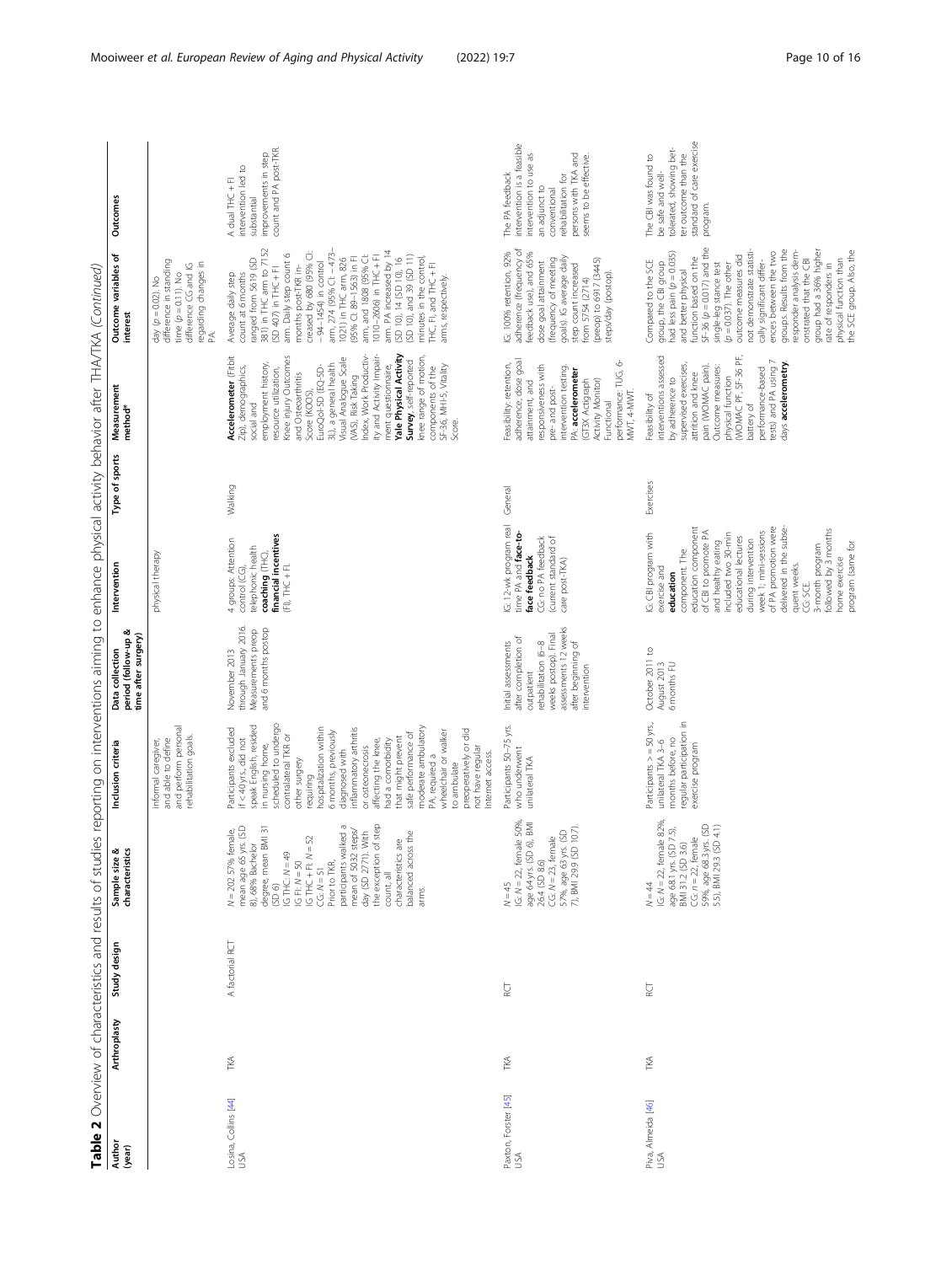**Table 2** Overview of characteristics and results of studies reporting on interventions aiming to enhance physical activity behavior after THA/TKA *(Continued)*

| Author (year) | Arthroplasty | Study design | Sample size & characteristics | Inclusion criteria | Data collection period (follow-up & time after surgery) | Intervention | Type of sports | Measurement method[a] | Outcome variables of interest | Outcomes |
|---|---|---|---|---|---|---|---|---|---|---|
| | | | | informal caregiver, and able to define and perform personal rehabilitation goals. | | physical therapy | | | day (*p* = 0.02). No difference in standing time (*p* = 0.11). No difference CG and IG regarding changes in PA. | |
| Losina, Collins [44] USA | TKA | A factorial RCT | *N* = 202 57% female, mean age 65 yrs. (SD 8), 68% Bachelor degree, mean BMI 31 (SD 6) IG THC: *N* = 49 IG FI: *N* = 50 IG THC + FI: *N* = 52 CG: *N* = 51 Prior to TKR, participants walked a mean of 5032 steps/ day (SD 2771). With the exception of step count, all characteristics are balanced across the arms. | Participants excluded if < 40 yrs., did not speak English, resided in nursing home, scheduled to undergo contralateral TKR or other surgery requiring hospitalization within 6 months, previously diagnosed with inflammatory arthritis or osteonecrosis affecting the knee, had a comorbidity that might prevent safe performance of moderate ambulatory PA, required a wheelchair or walker to ambulate preoperatively or did not have regular Internet access. | November 2013 through January 2016. Measurements preop and 6 months postop | 4 groups: Attention control (CG), telephonic health **coaching** (THC), **financial incentives** (FI), THC + FI. | Walking | **Accelerometer** (Fitbit Zip), demographics, social and employment history, resource utilization, Knee injury Outcomes and Osteoarthritis Score (KOOS), EuroQol-5D (EQ-5D-3L), a general health Visual Analogue Scale (VAS), Risk Taking Index, Work Productivity and Activity Impairment questionnaire, **Yale Physical Activity Survey**, self-reported knee range of motion, components of the SF-36, MHI-5, Vitality Score. | Average daily step count at 6 months ranged from 5619 (SD 381) in THC arm to 7152 (SD 407) in THC + FI arm. Daily step count 6 months post-TKR increased by 680 (95% CI: −94–1454) in control arm, 274 (95% CI: −473–1021) in THC arm, 826 (95% CI: 89–1563) in FI arm, and 1808 (95% CI: 1010–2606) in THC + FI arm. PA increased by 14 (SD 10), 14 (SD 10) 16 (SD 10), and 39 (SD 11) minutes in the control, THC, FI, and THC + FI arms, respectively. | A dual THC + FI intervention led to substantial improvements in step count and PA post-TKR. |
| Paxton, Forster [45] USA | TKA | RCT | *N* = 45 IG: *N* = 22, female 50%, age 64 yrs. (SD 6), BMI 26.4 (SD 8.6) CG: *N* = 23, female 57%, age 63 yrs. (SD 7), BMI 29.9 (SD 10.7). | Participants: 50–75 yrs. who underwent unilateral TKA | Initial assessments after completion of outpatient rehabilitation (6–8 weeks postop). Final assessments 12 weeks after beginning of intervention | IG: 12-wk program real time PA and **face-to-face feedback** CG: no PA feedback (current standard of care post-TKA) | General | Feasibility: retention, adherence, dose goal attainment and responsiveness with pre- and post-intervention testing. PA: **accelerometer** (GT3X Actigraph Activity Monitor) Functional performance: TUG, 6-MWT, 4-MWT. | IG: 100% retention, 92% adherence (frequency of feedback use), and 65% dose goal attainment (frequency of meeting goals). IG average daily step count increased from 5754 (2714) (preop) to 6917 (3445) steps/day (postop). | The PA feedback intervention is a feasible intervention to use as an adjunct to conventional rehabilitation for persons with TKA and seems to be effective. |
| Piva, Almeida [46] USA | TKA | RCT | *N* = 44 IG: *N* = 22, female 82%, age 68.1 yrs. (SD 7.5), BMI 31.2 (SD 3.6) CG: *n* = 22, female 59%, age 68.3 yrs. (SD 5.5), BMI 29.3 (SD 4.1) | Participants: > = 50 yrs., unilateral TKA 3–6 months before, no regular participation in exercise program | October 2011 to August 2013 6 months FU | IG: CBI program with exercise and **education** component. The education component of CBI to promote PA and healthy eating included two 30-min educational lectures during intervention week 1; mini-sessions of PA promotion were delivered in the subsequent weeks. CG: SCE: 3-month program followed by 3 months home exercise program (same for | Exercises | Feasibility of interventions assessed by adherence to supervised exercises, attrition and knee pain (WOMAC pain). Outcome measures: physical function (WOMAC PF, SF-36 PF, battery of performance-based tests) and PA using 7 days **accelerometry** | Compared to the SCE group, the CBI group had less pain (*p* = 0.035) and better physical function based on the SF-36 (*p* = 0.017) and the single-leg stance test (*p* = 0.037). The other outcome measures did not demonstrate statistically significant differences between the two groups. Results from the responder analysis demonstrated that the CBI group had a 36% higher rate of responders in physical function than the SCE group. Also, the | The CBI was found to be safe and well-tolerated, showing better outcome than the standard of care exercise program. |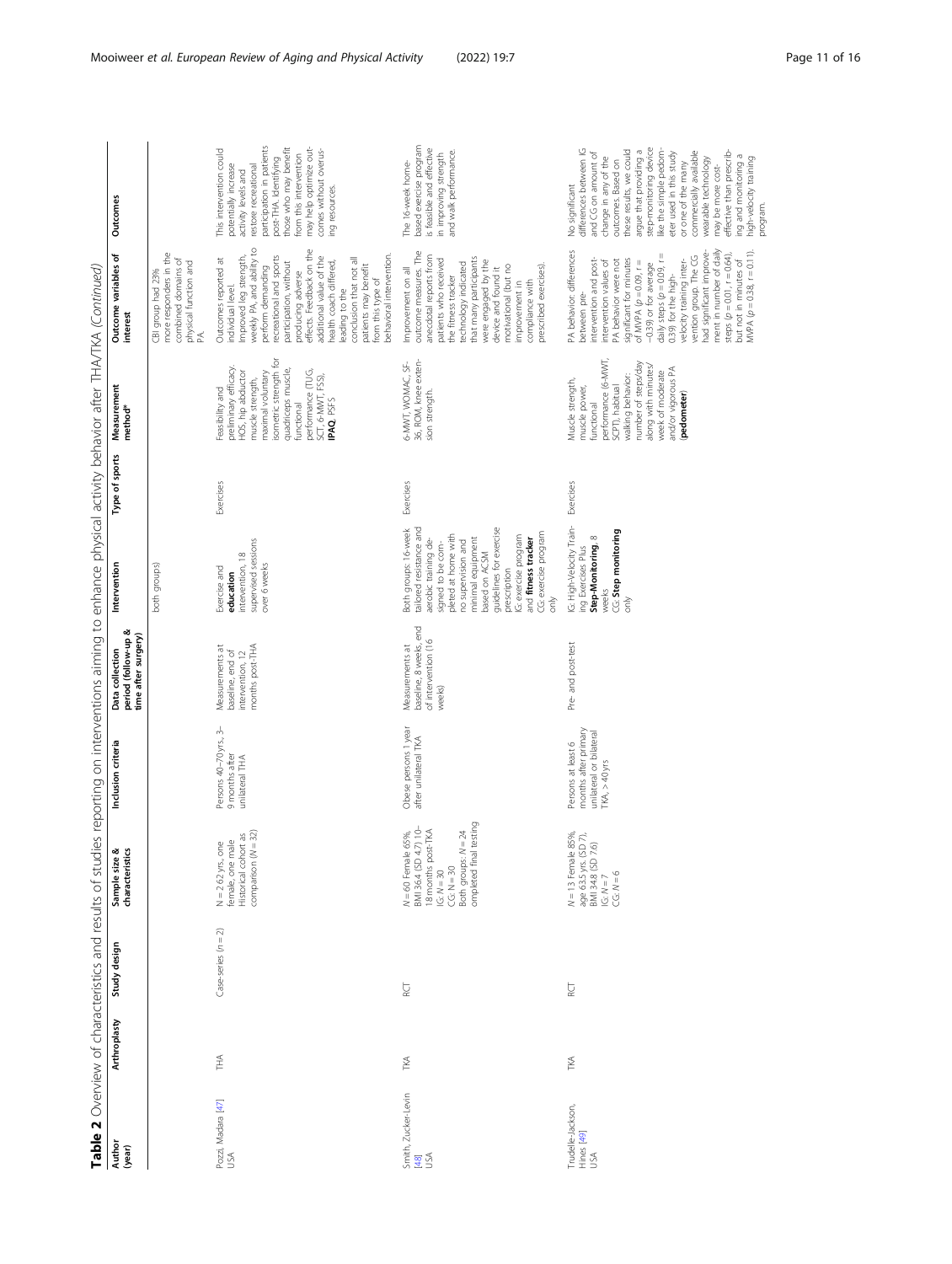**Table 2** Overview of characteristics and results of studies reporting on interventions aiming to enhance physical activity behavior after THA/TKA *(Continued)*

| Author (year) | Arthroplasty | Study design | Sample size & characteristics | Inclusion criteria | Data collection period (follow-up & time after surgery) | Intervention | Type of sports | Measurement method[a] | Outcome variables of interest | Outcomes |
|---|---|---|---|---|---|---|---|---|---|---|
| | | | | | | both groups) | | | CBI group had 23% more responders in the combined domains of physical function and PA. | |
| Pozzi, Madara [47] USA | THA | Case-series (n = 2) | N = 2 62 yrs., one female, one male Historical cohort as comparison (N = 32) | Persons 40–70 yrs., 3–9 months after unilateral THA | Measurements at baseline, end of intervention, 12 months post-THA | Exercise and **education** intervention, 18 supervised sessions over 6 weeks | Exercises | Feasibility and preliminary efficacy. HOS, hip abductor muscle strength, maximal voluntary isometric strength for quadriceps muscle, functional performance (TUG, SCT, 6-MWT, FSS), **IPAQ**, PSFS | Outcomes reported at individual level. Improved leg strength, weekly PA, and ability to perform demanding recreational and sports participation, without producing adverse effects. Feedback on the additional value of the health coach differed, leading to the conclusion that not all patients may benefit from this type of behavioral intervention. | This intervention could potentially increase activity levels and restore recreational participation in patients post-THA. Identifying those who may benefit from this intervention may help optimize outcomes without overusing resources. |
| Smith, Zucker-Levin [48] USA | TKA | RCT | N = 60 Female 65%, BMI 36.4 (SD 4.7) 10–18 months post-TKA IG: N = 30 CG: N = 30 Both groups: N = 24 ompleted final testing | Obese persons 1 year after unilateral TKA | Measurements at baseline, 8 weeks, end of intervention (16 weeks) | Both groups: 16-week tailored resistance and aerobic training designed to be completed at home with no supervision and minimal equipment based on ACSM guidelines for exercise prescription IG: exercise program and **fitness tracker** CG: exercise program only | Exercises | 6-MWT, WOMAC, SF-36, ROM, knee extension strength. | Improvement on all outcome measures. The anecdotal reports from patients who received the fitness tracker technology indicated that many participants were engaged by the device and found it motivational (but no improvement in compliance with prescribed exercises). | The 16-week home-based exercise program is feasible and effective in improving strength and walk performance. |
| Trudelle-Jackson, Hines [49] USA | TKA | RCT | N = 13 Female 85%, age 63.5 yrs. (SD 7), BMI 34.8 (SD 7.6) IG: N = 7 CG: N = 6 | Persons at least 6 months after primary unilateral or bilateral TKA, > 40 yrs | Pre- and post-test | IG: High-Velocity Training Exercises Plus **Step-Monitoring**. 8 weeks CG: **Step monitoring** only | Exercises | Muscle strength, muscle power, functional performance (6-MWT, SCPT), habitual walking behavior: number of steps/day along with minutes/week of moderate and/or vigorous PA (**pedometer**) | PA behavior: differences between pre-intervention and post-intervention values of PA behavior were not significant for minutes of MVPA (p = 0.09, r = −0.39) or for average daily steps (p = 0.09, r = 0.39) for the high-velocity training intervention group. The CG had significant improvement in number of daily steps (p = 0.01, r = 0.64), but not in minutes of MVPA (p = 0.38, r = 0.11). | No significant differences between IG and CG on amount of change in any of the outcomes. Based on these results, we could argue that providing a step-monitoring device like the simple pedometer used in this study or one of the many commercially available wearable technology may be more cost-effective than prescribing and monitoring a high-velocity training program. |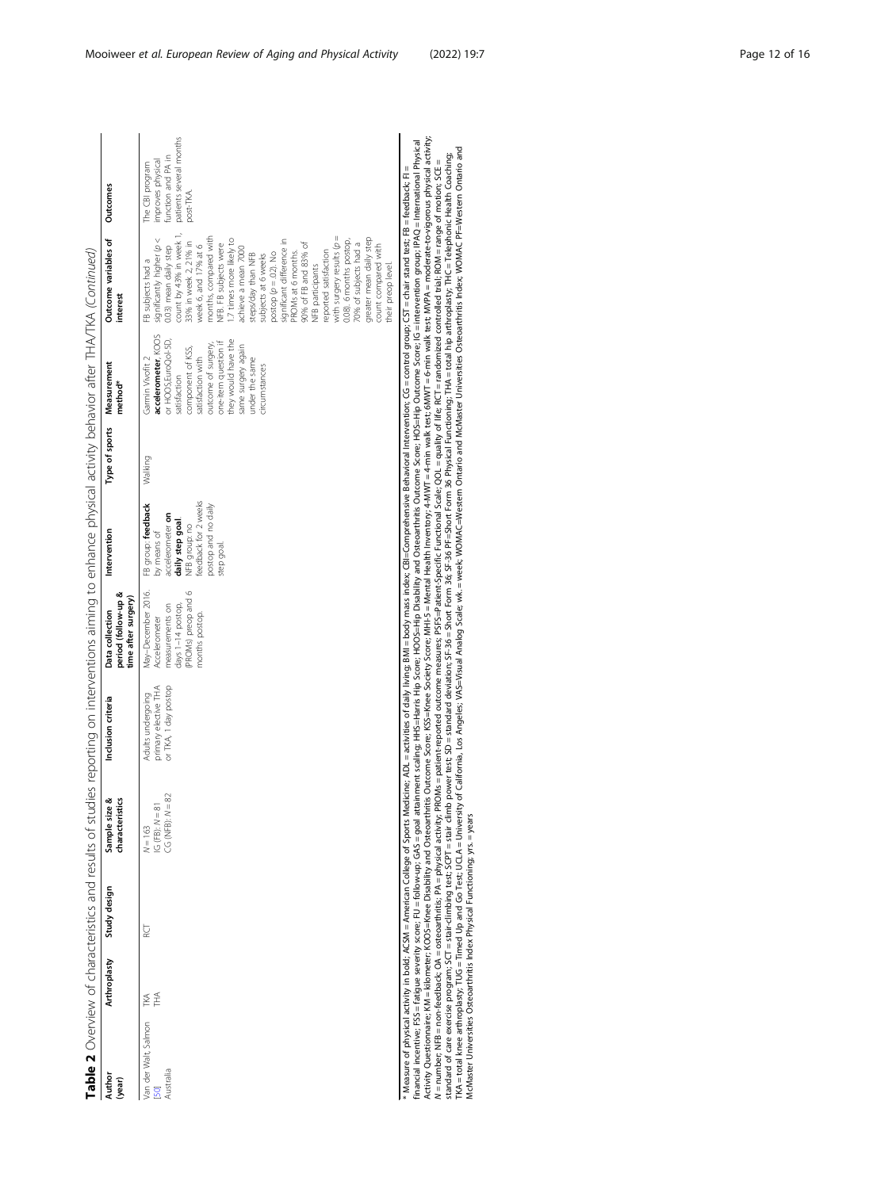**Table 2** Overview of characteristics and results of studies reporting on interventions aiming to enhance physical activity behavior after THA/TKA *(Continued)*

| Author (year) | Arthroplasty | Study design | Sample size & characteristics | Inclusion criteria | Data collection period (follow-up & time after surgery) | Intervention | Type of sports | Measurement method* | Outcome variables of interest | Outcomes |
|---|---|---|---|---|---|---|---|---|---|---|
| Van der Walt, Salmon [50] Australia | TKA THA | RCT | N = 163 IG (FB): N = 81 CG (NFB): N = 82 | Adults undergoing primary elective THA or TKA, 1 day postop | May–December 2016. Accelerometer measurements on days 1–14 postop, (PROMs) preop and 6 months postop. | FB group: **feedback** by means of accelerometer **on daily step goal**. NFB group: no feedback for 2 weeks postop and no daily step goal. | Walking | Garmin Vivofit 2 **accelerometer**, KOOS or HOOS,EuroQol-5D, satisfaction component of KSS, satisfaction with outcome of surgery, one-item question if they would have the same surgery again under the same circumstances | FB subjects had a significantly higher (p < .003) mean daily step count by 43% in week 1, 33% in week 2, 21% in week 6, and 17% at 6 months, compared with NFB. FB subjects were 1.7 times more likely to achieve a mean 7000 steps/day than NFB subjects at 6 weeks postop (p = .02). No significant difference in PROMs at 6 months. 90% of FB and 83% of NFB participants reported satisfaction with surgery results (p = .08). 6 months postop, 70% of subjects had a greater mean daily step count compared with their preop level. | The CBI program improves physical function and PA in patients several months post-TKA. |

* Measure of physical activity in bold; ACSM = American College of Sports Medicine; ADL = activities of daily living; BMI = body mass index; CBI=Comprehensive Behavioral Intervention; CG = control group; CST = chair stand test; FB = feedback; FI = financial incentive; FSS = fatigue severity score; FU = follow-up; GAS = goal attainment scaling; HHS=Harris Hip Score; HOOS=Hip Disability and Osteoarthritis Outcome Score; HOS=Hip Outcome Score; IG = intervention group; IPAQ = International Physical Activity Questionnaire; KM = kilometer; KOOS=Knee Disability and Osteoarthritis Outcome Score; KSS=Knee Society Score; MHI-5 = Mental Health Inventory; 4-MWT = 4-min walk test; 6MWT = 6-min walk test; MVPA = moderate-to-vigorous physical activity; N = number; NFB = non-feedback; OA = osteoarthritis; PA = physical activity; PROMs = patient-reported outcome measures; PSFS=Patient-Specific Functional Scale; QOL = quality of life; RCT = randomized controlled trial; ROM = range of motion; SCE = standard of care exercise program; SCT = stair-climbing test; SCPT = stair climb power test; SD = standard deviation; SF-36 = Short Form 36; SF-36 PF=Short Form 36 Physical Functioning; THA = total hip arthroplasty; THC = Telephonic Health Coaching; TKA = total knee arthroplasty; TUG = Timed Up and Go Test; UCLA = University of California, Los Angeles; VAS=Visual Analog Scale; wk. = week; WOMAC=Western Ontario and McMaster Universities Osteoarthritis Index; WOMAC PF=Western Ontario and McMaster Universities Osteoarthritis Index Physical Functioning; yrs. = years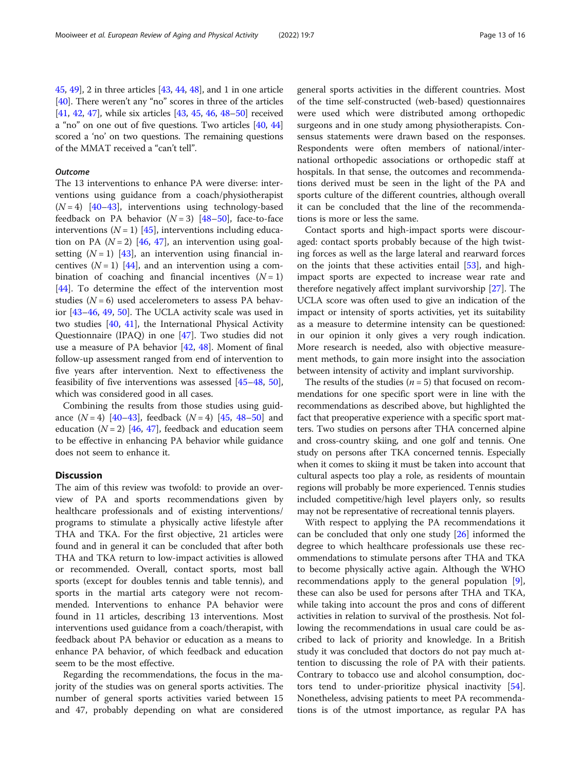45, 49], 2 in three articles [43, 44, 48], and 1 in one article [40]. There weren't any "no" scores in three of the articles [41, 42, 47], while six articles [43, 45, 46, 48–50] received a "no" on one out of five questions. Two articles [40, 44] scored a 'no' on two questions. The remaining questions of the MMAT received a "can't tell".

### *Outcome*

The 13 interventions to enhance PA were diverse: interventions using guidance from a coach/physiotherapist ($N = 4$) [40–43], interventions using technology-based feedback on PA behavior ($N = 3$) [48–50], face-to-face interventions ($N = 1$) [45], interventions including education on PA ($N = 2$) [46, 47], an intervention using goal-setting ($N = 1$) [43], an intervention using financial incentives ($N = 1$) [44], and an intervention using a combination of coaching and financial incentives ($N = 1$) [44]. To determine the effect of the intervention most studies ($N = 6$) used accelerometers to assess PA behavior [43–46, 49, 50]. The UCLA activity scale was used in two studies [40, 41], the International Physical Activity Questionnaire (IPAQ) in one [47]. Two studies did not use a measure of PA behavior [42, 48]. Moment of final follow-up assessment ranged from end of intervention to five years after intervention. Next to effectiveness the feasibility of five interventions was assessed [45–48, 50], which was considered good in all cases.

Combining the results from those studies using guidance ($N = 4$) [40–43], feedback ($N = 4$) [45, 48–50] and education ($N = 2$) [46, 47], feedback and education seem to be effective in enhancing PA behavior while guidance does not seem to enhance it.

## Discussion

The aim of this review was twofold: to provide an overview of PA and sports recommendations given by healthcare professionals and of existing interventions/programs to stimulate a physically active lifestyle after THA and TKA. For the first objective, 21 articles were found and in general it can be concluded that after both THA and TKA return to low-impact activities is allowed or recommended. Overall, contact sports, most ball sports (except for doubles tennis and table tennis), and sports in the martial arts category were not recommended. Interventions to enhance PA behavior were found in 11 articles, describing 13 interventions. Most interventions used guidance from a coach/therapist, with feedback about PA behavior or education as a means to enhance PA behavior, of which feedback and education seem to be the most effective.

Regarding the recommendations, the focus in the majority of the studies was on general sports activities. The number of general sports activities varied between 15 and 47, probably depending on what are considered general sports activities in the different countries. Most of the time self-constructed (web-based) questionnaires were used which were distributed among orthopedic surgeons and in one study among physiotherapists. Consensus statements were drawn based on the responses. Respondents were often members of national/international orthopedic associations or orthopedic staff at hospitals. In that sense, the outcomes and recommendations derived must be seen in the light of the PA and sports culture of the different countries, although overall it can be concluded that the line of the recommendations is more or less the same.

Contact sports and high-impact sports were discouraged: contact sports probably because of the high twisting forces as well as the large lateral and rearward forces on the joints that these activities entail [53], and high-impact sports are expected to increase wear rate and therefore negatively affect implant survivorship [27]. The UCLA score was often used to give an indication of the impact or intensity of sports activities, yet its suitability as a measure to determine intensity can be questioned: in our opinion it only gives a very rough indication. More research is needed, also with objective measurement methods, to gain more insight into the association between intensity of activity and implant survivorship.

The results of the studies ($n = 5$) that focused on recommendations for one specific sport were in line with the recommendations as described above, but highlighted the fact that preoperative experience with a specific sport matters. Two studies on persons after THA concerned alpine and cross-country skiing, and one golf and tennis. One study on persons after TKA concerned tennis. Especially when it comes to skiing it must be taken into account that cultural aspects too play a role, as residents of mountain regions will probably be more experienced. Tennis studies included competitive/high level players only, so results may not be representative of recreational tennis players.

With respect to applying the PA recommendations it can be concluded that only one study [26] informed the degree to which healthcare professionals use these recommendations to stimulate persons after THA and TKA to become physically active again. Although the WHO recommendations apply to the general population [9], these can also be used for persons after THA and TKA, while taking into account the pros and cons of different activities in relation to survival of the prosthesis. Not following the recommendations in usual care could be ascribed to lack of priority and knowledge. In a British study it was concluded that doctors do not pay much attention to discussing the role of PA with their patients. Contrary to tobacco use and alcohol consumption, doctors tend to under-prioritize physical inactivity [54]. Nonetheless, advising patients to meet PA recommendations is of the utmost importance, as regular PA has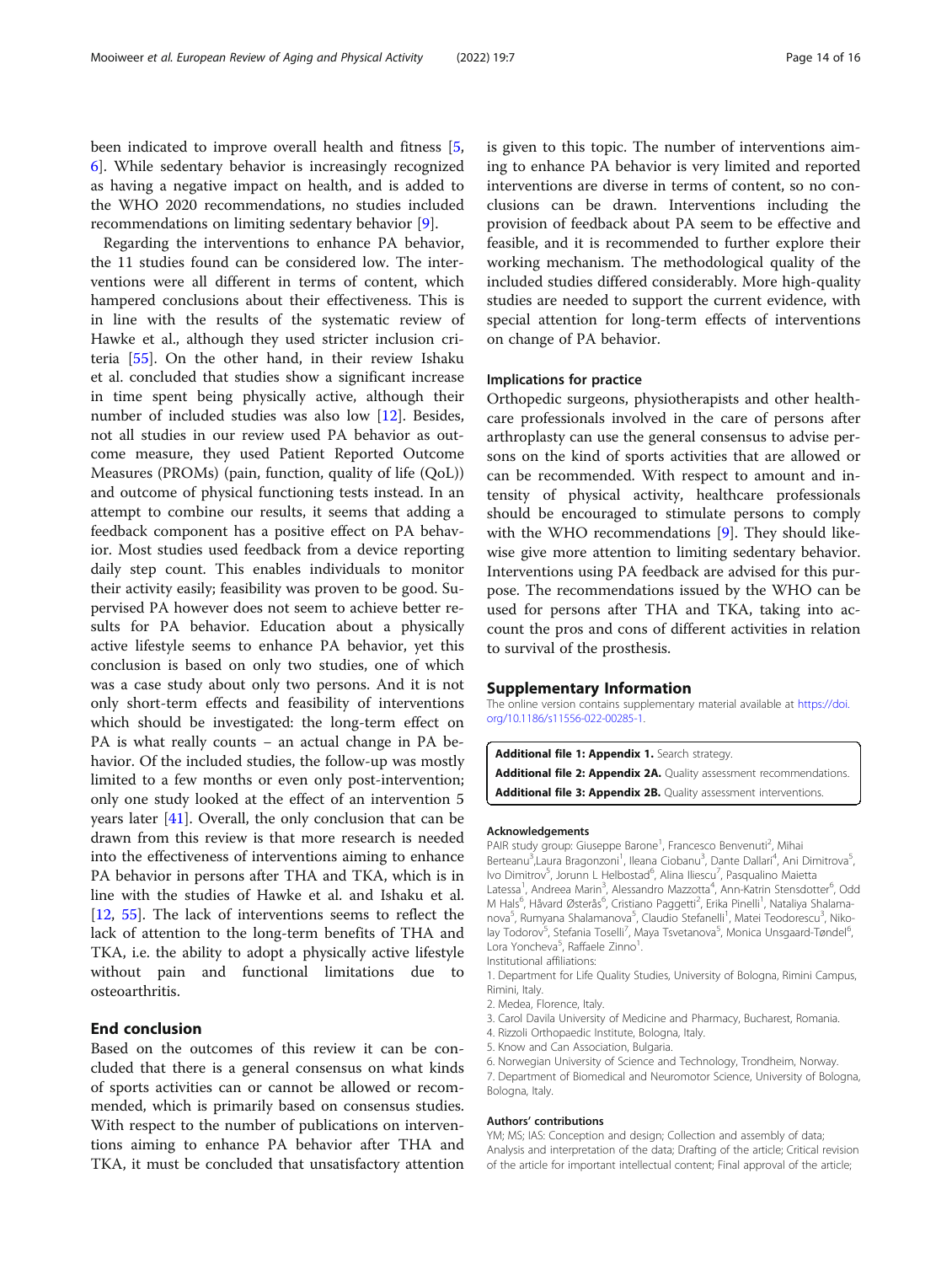been indicated to improve overall health and fitness [5, 6]. While sedentary behavior is increasingly recognized as having a negative impact on health, and is added to the WHO 2020 recommendations, no studies included recommendations on limiting sedentary behavior [9].

Regarding the interventions to enhance PA behavior, the 11 studies found can be considered low. The interventions were all different in terms of content, which hampered conclusions about their effectiveness. This is in line with the results of the systematic review of Hawke et al., although they used stricter inclusion criteria [55]. On the other hand, in their review Ishaku et al. concluded that studies show a significant increase in time spent being physically active, although their number of included studies was also low [12]. Besides, not all studies in our review used PA behavior as outcome measure, they used Patient Reported Outcome Measures (PROMs) (pain, function, quality of life (QoL)) and outcome of physical functioning tests instead. In an attempt to combine our results, it seems that adding a feedback component has a positive effect on PA behavior. Most studies used feedback from a device reporting daily step count. This enables individuals to monitor their activity easily; feasibility was proven to be good. Supervised PA however does not seem to achieve better results for PA behavior. Education about a physically active lifestyle seems to enhance PA behavior, yet this conclusion is based on only two studies, one of which was a case study about only two persons. And it is not only short-term effects and feasibility of interventions which should be investigated: the long-term effect on PA is what really counts – an actual change in PA behavior. Of the included studies, the follow-up was mostly limited to a few months or even only post-intervention; only one study looked at the effect of an intervention 5 years later [41]. Overall, the only conclusion that can be drawn from this review is that more research is needed into the effectiveness of interventions aiming to enhance PA behavior in persons after THA and TKA, which is in line with the studies of Hawke et al. and Ishaku et al. [12, 55]. The lack of interventions seems to reflect the lack of attention to the long-term benefits of THA and TKA, i.e. the ability to adopt a physically active lifestyle without pain and functional limitations due to osteoarthritis.

## End conclusion

Based on the outcomes of this review it can be concluded that there is a general consensus on what kinds of sports activities can or cannot be allowed or recommended, which is primarily based on consensus studies. With respect to the number of publications on interventions aiming to enhance PA behavior after THA and TKA, it must be concluded that unsatisfactory attention is given to this topic. The number of interventions aiming to enhance PA behavior is very limited and reported interventions are diverse in terms of content, so no conclusions can be drawn. Interventions including the provision of feedback about PA seem to be effective and feasible, and it is recommended to further explore their working mechanism. The methodological quality of the included studies differed considerably. More high-quality studies are needed to support the current evidence, with special attention for long-term effects of interventions on change of PA behavior.

### Implications for practice

Orthopedic surgeons, physiotherapists and other healthcare professionals involved in the care of persons after arthroplasty can use the general consensus to advise persons on the kind of sports activities that are allowed or can be recommended. With respect to amount and intensity of physical activity, healthcare professionals should be encouraged to stimulate persons to comply with the WHO recommendations [9]. They should likewise give more attention to limiting sedentary behavior. Interventions using PA feedback are advised for this purpose. The recommendations issued by the WHO can be used for persons after THA and TKA, taking into account the pros and cons of different activities in relation to survival of the prosthesis.

## Supplementary Information

The online version contains supplementary material available at https://doi.org/10.1186/s11556-022-00285-1.

**Additional file 1: Appendix 1.** Search strategy.
**Additional file 2: Appendix 2A.** Quality assessment recommendations.
**Additional file 3: Appendix 2B.** Quality assessment interventions.

### Acknowledgements

PAIR study group: Giuseppe Barone[1], Francesco Benvenuti[2], Mihai Berteanu[3], Laura Bragonzoni[1], Ileana Ciobanu[3], Dante Dallari[4], Ani Dimitrova[5], Ivo Dimitrov[5], Jorunn L Helbostad[6], Alina Iliescu[7], Pasqualino Maietta Latessa[1], Andreea Marin[3], Alessandro Mazzotta[4], Ann-Katrin Stensdotter[6], Odd M Hals[6], Håvard Østerås[6], Cristiano Paggetti[2], Erika Pinelli[1], Nataliya Shalamanova[5], Rumyana Shalamanova[5], Claudio Stefanelli[1], Matei Teodorescu[3], Nikolay Todorov[5], Stefania Toselli[7], Maya Tsvetanova[5], Monica Unsgaard-Tøndel[6], Lora Yoncheva[5], Raffaele Zinno[1].

Institutional affiliations:

1. Department for Life Quality Studies, University of Bologna, Rimini Campus, Rimini, Italy.
2. Medea, Florence, Italy.
3. Carol Davila University of Medicine and Pharmacy, Bucharest, Romania.
4. Rizzoli Orthopaedic Institute, Bologna, Italy.
5. Know and Can Association, Bulgaria.
6. Norwegian University of Science and Technology, Trondheim, Norway.
7. Department of Biomedical and Neuromotor Science, University of Bologna, Bologna, Italy.

### Authors' contributions

YM; MS; IAS: Conception and design; Collection and assembly of data; Analysis and interpretation of the data; Drafting of the article; Critical revision of the article for important intellectual content; Final approval of the article;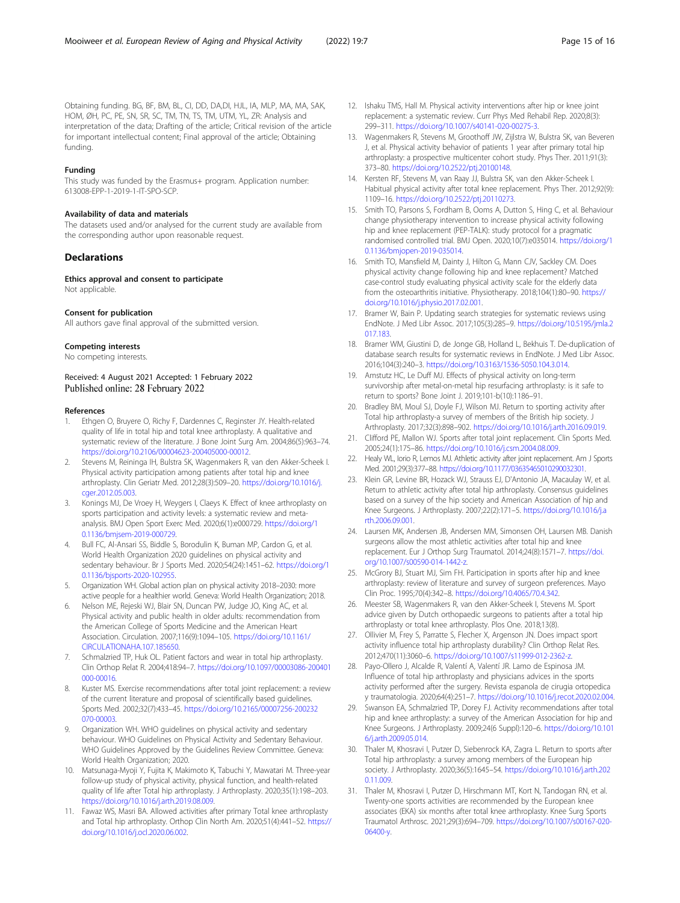Obtaining funding. BG, BF, BM, BL, CI, DD, DA,DI, HJL, IA, MLP, MA, MA, SAK, HOM, ØH, PC, PE, SN, SR, SC, TM, TN, TS, TM, UTM, YL, ZR: Analysis and interpretation of the data; Drafting of the article; Critical revision of the article for important intellectual content; Final approval of the article; Obtaining funding.

#### Funding

This study was funded by the Erasmus+ program. Application number: 613008-EPP-1-2019-1-IT-SPO-SCP.

#### Availability of data and materials

The datasets used and/or analysed for the current study are available from the corresponding author upon reasonable request.

## Declarations

#### Ethics approval and consent to participate

Not applicable.

#### Consent for publication

All authors gave final approval of the submitted version.

#### Competing interests

No competing interests.

Received: 4 August 2021 Accepted: 1 February 2022
Published online: 28 February 2022

#### References

1. Ethgen O, Bruyere O, Richy F, Dardennes C, Reginster JY. Health-related quality of life in total hip and total knee arthroplasty. A qualitative and systematic review of the literature. J Bone Joint Surg Am. 2004;86(5):963–74. https://doi.org/10.2106/00004623-200405000-00012.
2. Stevens M, Reininga IH, Bulstra SK, Wagenmakers R, van den Akker-Scheek I. Physical activity participation among patients after total hip and knee arthroplasty. Clin Geriatr Med. 2012;28(3):509–20. https://doi.org/10.1016/j.cger.2012.05.003.
3. Konings MJ, De Vroey H, Weygers I, Claeys K. Effect of knee arthroplasty on sports participation and activity levels: a systematic review and meta-analysis. BMJ Open Sport Exerc Med. 2020;6(1):e000729. https://doi.org/10.1136/bmjsem-2019-000729.
4. Bull FC, Al-Ansari SS, Biddle S, Borodulin K, Buman MP, Cardon G, et al. World Health Organization 2020 guidelines on physical activity and sedentary behaviour. Br J Sports Med. 2020;54(24):1451–62. https://doi.org/10.1136/bjsports-2020-102955.
5. Organization WH. Global action plan on physical activity 2018–2030: more active people for a healthier world. Geneva: World Health Organization; 2018.
6. Nelson ME, Rejeski WJ, Blair SN, Duncan PW, Judge JO, King AC, et al. Physical activity and public health in older adults: recommendation from the American College of Sports Medicine and the American Heart Association. Circulation. 2007;116(9):1094–105. https://doi.org/10.1161/CIRCULATIONAHA.107.185650.
7. Schmalzried TP, Huk OL. Patient factors and wear in total hip arthroplasty. Clin Orthop Relat R. 2004;418:94–7. https://doi.org/10.1097/00003086-200401000-00016.
8. Kuster MS. Exercise recommendations after total joint replacement: a review of the current literature and proposal of scientifically based guidelines. Sports Med. 2002;32(7):433–45. https://doi.org/10.2165/00007256-200232070-00003.
9. Organization WH. WHO guidelines on physical activity and sedentary behaviour. WHO Guidelines on Physical Activity and Sedentary Behaviour. WHO Guidelines Approved by the Guidelines Review Committee. Geneva: World Health Organization; 2020.
10. Matsunaga-Myoji Y, Fujita K, Makimoto K, Tabuchi Y, Mawatari M. Three-year follow-up study of physical activity, physical function, and health-related quality of life after Total hip arthroplasty. J Arthroplasty. 2020;35(1):198–203. https://doi.org/10.1016/j.arth.2019.08.009.
11. Fawaz WS, Masri BA. Allowed activities after primary Total knee arthroplasty and Total hip arthroplasty. Orthop Clin North Am. 2020;51(4):441–52. https://doi.org/10.1016/j.ocl.2020.06.002.
12. Ishaku TMS, Hall M. Physical activity interventions after hip or knee joint replacement: a systematic review. Curr Phys Med Rehabil Rep. 2020;8(3):299–311. https://doi.org/10.1007/s40141-020-00275-3.
13. Wagenmakers R, Stevens M, Groothoff JW, Zijlstra W, Bulstra SK, van Beveren J, et al. Physical activity behavior of patients 1 year after primary total hip arthroplasty: a prospective multicenter cohort study. Phys Ther. 2011;91(3):373–80. https://doi.org/10.2522/ptj.20100148.
14. Kersten RF, Stevens M, van Raay JJ, Bulstra SK, van den Akker-Scheek I. Habitual physical activity after total knee replacement. Phys Ther. 2012;92(9):1109–16. https://doi.org/10.2522/ptj.20110273.
15. Smith TO, Parsons S, Fordham B, Ooms A, Dutton S, Hing C, et al. Behaviour change physiotherapy intervention to increase physical activity following hip and knee replacement (PEP-TALK): study protocol for a pragmatic randomised controlled trial. BMJ Open. 2020;10(7):e035014. https://doi.org/10.1136/bmjopen-2019-035014.
16. Smith TO, Mansfield M, Dainty J, Hilton G, Mann CJV, Sackley CM. Does physical activity change following hip and knee replacement? Matched case-control study evaluating physical activity scale for the elderly data from the osteoarthritis initiative. Physiotherapy. 2018;104(1):80–90. https://doi.org/10.1016/j.physio.2017.02.001.
17. Bramer W, Bain P. Updating search strategies for systematic reviews using EndNote. J Med Libr Assoc. 2017;105(3):285–9. https://doi.org/10.5195/jmla.2017.183.
18. Bramer WM, Giustini D, de Jonge GB, Holland L, Bekhuis T. De-duplication of database search results for systematic reviews in EndNote. J Med Libr Assoc. 2016;104(3):240–3. https://doi.org/10.3163/1536-5050.104.3.014.
19. Amstutz HC, Le Duff MJ. Effects of physical activity on long-term survivorship after metal-on-metal hip resurfacing arthroplasty: is it safe to return to sports? Bone Joint J. 2019;101-b(10):1186–91.
20. Bradley BM, Moul SJ, Doyle FJ, Wilson MJ. Return to sporting activity after Total hip arthroplasty-a survey of members of the British hip society. J Arthroplasty. 2017;32(3):898–902. https://doi.org/10.1016/j.arth.2016.09.019.
21. Clifford PE, Mallon WJ. Sports after total joint replacement. Clin Sports Med. 2005;24(1):175–86. https://doi.org/10.1016/j.csm.2004.08.009.
22. Healy WL, Iorio R, Lemos MJ. Athletic activity after joint replacement. Am J Sports Med. 2001;29(3):377–88. https://doi.org/10.1177/03635465010290032301.
23. Klein GR, Levine BR, Hozack WJ, Strauss EJ, D'Antonio JA, Macaulay W, et al. Return to athletic activity after total hip arthroplasty. Consensus guidelines based on a survey of the hip society and American Association of hip and Knee Surgeons. J Arthroplasty. 2007;22(2):171–5. https://doi.org/10.1016/j.arth.2006.09.001.
24. Laursen MK, Andersen JB, Andersen MM, Simonsen OH, Laursen MB. Danish surgeons allow the most athletic activities after total hip and knee replacement. Eur J Orthop Surg Traumatol. 2014;24(8):1571–7. https://doi.org/10.1007/s00590-014-1442-z.
25. McGrory BJ, Stuart MJ, Sim FH. Participation in sports after hip and knee arthroplasty: review of literature and survey of surgeon preferences. Mayo Clin Proc. 1995;70(4):342–8. https://doi.org/10.4065/70.4.342.
26. Meester SB, Wagenmakers R, van den Akker-Scheek I, Stevens M. Sport advice given by Dutch orthopaedic surgeons to patients after a total hip arthroplasty or total knee arthroplasty. Plos One. 2018;13(8).
27. Ollivier M, Frey S, Parratte S, Flecher X, Argenson JN. Does impact sport activity influence total hip arthroplasty durability? Clin Orthop Relat Res. 2012;470(11):3060–6. https://doi.org/10.1007/s11999-012-2362-z.
28. Payo-Ollero J, Alcalde R, Valentí A, Valentí JR. Lamo de Espinosa JM. Influence of total hip arthroplasty and physicians advices in the sports activity performed after the surgery. Revista espanola de cirugia ortopedica y traumatologia. 2020;64(4):251–7. https://doi.org/10.1016/j.recot.2020.02.004.
29. Swanson EA, Schmalzried TP, Dorey FJ. Activity recommendations after total hip and knee arthroplasty: a survey of the American Association for hip and Knee Surgeons. J Arthroplasty. 2009;24(6 Suppl):120–6. https://doi.org/10.1016/j.arth.2009.05.014.
30. Thaler M, Khosravi I, Putzer D, Siebenrock KA, Zagra L. Return to sports after Total hip arthroplasty: a survey among members of the European hip society. J Arthroplasty. 2020;36(5):1645–54. https://doi.org/10.1016/j.arth.2020.11.009.
31. Thaler M, Khosravi I, Putzer D, Hirschmann MT, Kort N, Tandogan RN, et al. Twenty-one sports activities are recommended by the European knee associates (EKA) six months after total knee arthroplasty. Knee Surg Sports Traumatol Arthrosc. 2021;29(3):694–709. https://doi.org/10.1007/s00167-020-06400-y.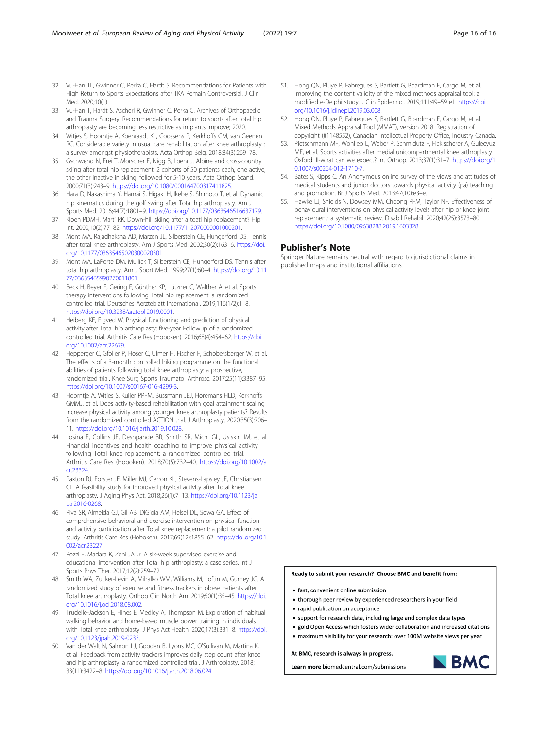32. Vu-Han TL, Gwinner C, Perka C, Hardt S. Recommendations for Patients with High Return to Sports Expectations after TKA Remain Controversial. J Clin Med. 2020;10(1).
33. Vu-Han T, Hardt S, Ascherl R, Gwinner C. Perka C. Archives of Orthopaedic and Trauma Surgery: Recommendations for return to sports after total hip arthroplasty are becoming less restrictive as implants improve; 2020.
34. Witjes S, Hoorntje A, Koenraadt KL, Goossens P, Kerkhoffs GM, van Geenen RC. Considerable variety in usual care rehabilitation after knee arthroplasty : a survey amongst physiotherapists. Acta Orthop Belg. 2018;84(3):269–78.
35. Gschwend N, Frei T, Morscher E, Nigg B, Loehr J. Alpine and cross-country skiing after total hip replacement: 2 cohorts of 50 patients each, one active, the other inactive in skiing, followed for 5-10 years. Acta Orthop Scand. 2000;71(3):243–9. https://doi.org/10.1080/000164700317411825.
36. Hara D, Nakashima Y, Hamai S, Higaki H, Ikebe S, Shimoto T, et al. Dynamic hip kinematics during the golf swing after Total hip arthroplasty. Am J Sports Med. 2016;44(7):1801–9. https://doi.org/10.1177/0363546516637179.
37. Kloen PDMH, Marti RK. Down-hill skiing after a toatl hip replacement? Hip Int. 2000;10(2):77–82. https://doi.org/10.1177/112070000001000201.
38. Mont MA, Rajadhaksha AD, Marzen JL, Silberstein CE, Hungerford DS. Tennis after total knee arthroplasty. Am J Sports Med. 2002;30(2):163–6. https://doi.org/10.1177/03635465020300020301.
39. Mont MA, LaPorte DM, Mullick T, Silberstein CE, Hungerford DS. Tennis after total hip arthroplasty. Am J Sport Med. 1999;27(1):60–4. https://doi.org/10.1177/03635465990270011801.
40. Beck H, Beyer F, Gering F, Günther KP, Lützner C, Walther A, et al. Sports therapy interventions following Total hip replacement: a randomized controlled trial. Deutsches Aerzteblatt International. 2019;116(1/2):1–8. https://doi.org/10.3238/arztebl.2019.0001.
41. Heiberg KE, Figved W. Physical functioning and prediction of physical activity after Total hip arthroplasty: five-year Followup of a randomized controlled trial. Arthritis Care Res (Hoboken). 2016;68(4):454–62. https://doi.org/10.1002/acr.22679.
42. Hepperger C, Gfoller P, Hoser C, Ulmer H, Fischer F, Schobersberger W, et al. The effects of a 3-month controlled hiking programme on the functional abilities of patients following total knee arthroplasty: a prospective, randomized trial. Knee Surg Sports Traumatol Arthrosc. 2017;25(11):3387–95. https://doi.org/10.1007/s00167-016-4299-3.
43. Hoorntje A, Witjes S, Kuijer PPFM, Bussmann JBJ, Horemans HLD, Kerkhoffs GMMJ, et al. Does activity-based rehabilitation with goal attainment scaling increase physical activity among younger knee arthroplasty patients? Results from the randomized controlled ACTION trial. J Arthroplasty. 2020;35(3):706–11. https://doi.org/10.1016/j.arth.2019.10.028.
44. Losina E, Collins JE, Deshpande BR, Smith SR, Michl GL, Usiskin IM, et al. Financial incentives and health coaching to improve physical activity following Total knee replacement: a randomized controlled trial. Arthritis Care Res (Hoboken). 2018;70(5):732–40. https://doi.org/10.1002/acr.23324.
45. Paxton RJ, Forster JE, Miller MJ, Gerron KL, Stevens-Lapsley JE, Christiansen CL. A feasibility study for improved physical activity after Total knee arthroplasty. J Aging Phys Act. 2018;26(1):7–13. https://doi.org/10.1123/japa.2016-0268.
46. Piva SR, Almeida GJ, Gil AB, DiGioia AM, Helsel DL, Sowa GA. Effect of comprehensive behavioral and exercise intervention on physical function and activity participation after Total knee replacement: a pilot randomized study. Arthritis Care Res (Hoboken). 2017;69(12):1855–62. https://doi.org/10.1002/acr.23227.
47. Pozzi F, Madara K, Zeni JA Jr. A six-week supervised exercise and educational intervention after Total hip arthroplasty: a case series. Int J Sports Phys Ther. 2017;12(2):259–72.
48. Smith WA, Zucker-Levin A, Mihalko WM, Williams M, Loftin M, Gurney JG. A randomized study of exercise and fitness trackers in obese patients after Total knee arthroplasty. Orthop Clin North Am. 2019;50(1):35–45. https://doi.org/10.1016/j.ocl.2018.08.002.
49. Trudelle-Jackson E, Hines E, Medley A, Thompson M. Exploration of habitual walking behavior and home-based muscle power training in individuals with Total knee arthroplasty. J Phys Act Health. 2020;17(3):331–8. https://doi.org/10.1123/jpah.2019-0233.
50. Van der Walt N, Salmon LJ, Gooden B, Lyons MC, O'Sullivan M, Martina K, et al. Feedback from activity trackers improves daily step count after knee and hip arthroplasty: a randomized controlled trial. J Arthroplasty. 2018;33(11):3422–8. https://doi.org/10.1016/j.arth.2018.06.024.
51. Hong QN, Pluye P, Fabregues S, Bartlett G, Boardman F, Cargo M, et al. Improving the content validity of the mixed methods appraisal tool: a modified e-Delphi study. J Clin Epidemiol. 2019;111:49–59 e1. https://doi.org/10.1016/j.jclinepi.2019.03.008.
52. Hong QN, Pluye P, Fabregues S, Bartlett G, Boardman F, Cargo M, et al. Mixed Methods Appraisal Tool (MMAT), version 2018. Registration of copyright (#1148552), Canadian Intellectual Property Office, Industry Canada.
53. Pietschmann MF, Wohlleb L, Weber P, Schmidutz F, Ficklscherer A, Gulecyuz MF, et al. Sports activities after medial unicompartmental knee arthroplasty Oxford III-what can we expect? Int Orthop. 2013;37(1):31–7. https://doi.org/10.1007/s00264-012-1710-7.
54. Bates S, Kipps C. An Anonymous online survey of the views and attitudes of medical students and junior doctors towards physical activity (pa) teaching and promotion. Br J Sports Med. 2013;47(10):e3–e.
55. Hawke LJ, Shields N, Dowsey MM, Choong PFM, Taylor NF. Effectiveness of behavioural interventions on physical activity levels after hip or knee joint replacement: a systematic review. Disabil Rehabil. 2020;42(25):3573–80. https://doi.org/10.1080/09638288.2019.1603328.

## Publisher's Note

Springer Nature remains neutral with regard to jurisdictional claims in published maps and institutional affiliations.

**Ready to submit your research? Choose BMC and benefit from:**

- fast, convenient online submission
- thorough peer review by experienced researchers in your field
- rapid publication on acceptance
- support for research data, including large and complex data types
- gold Open Access which fosters wider collaboration and increased citations
- maximum visibility for your research: over 100M website views per year

**At BMC, research is always in progress.**

**Learn more** biomedcentral.com/submissions

BMC